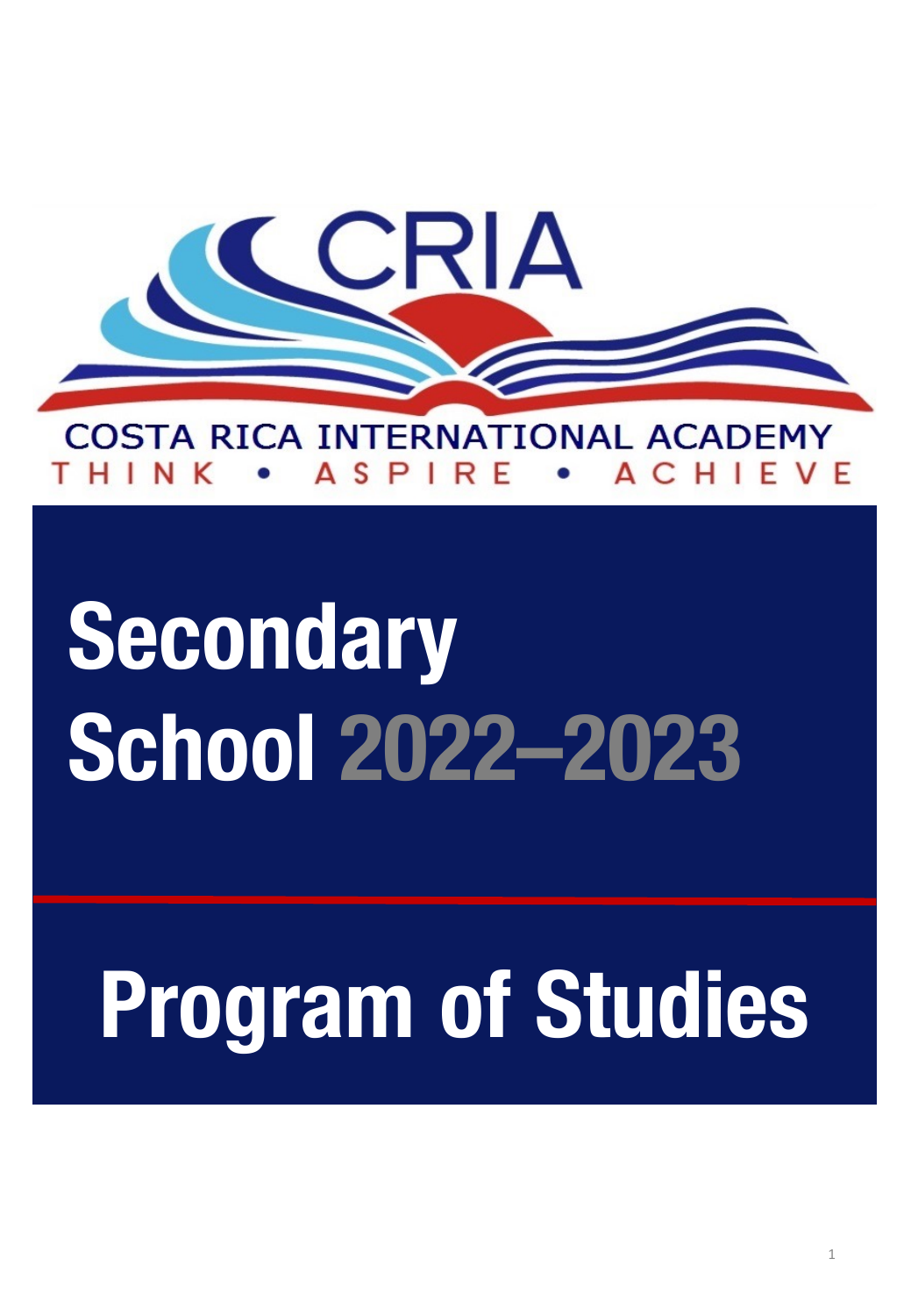CRIA

COSTA RICA INTERNATIONAL ACADEMY

THINK • ASPIRE • ACHIEVE

# Secondary School 2022–2023

# Program of Studies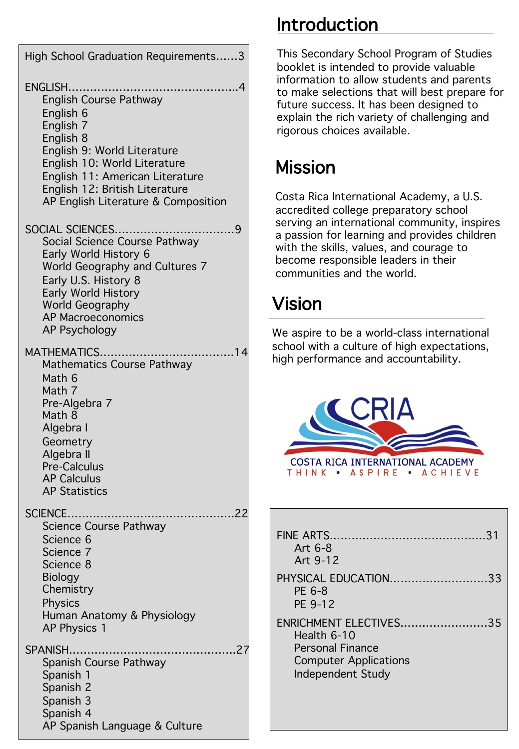High School Graduation Requirements......3

ENGLISH..............................................4
- English Course Pathway
- English 6
- English 7
- English 8
- English 9: World Literature
- English 10: World Literature
- English 11: American Literature
- English 12: British Literature
- AP English Literature & Composition

SOCIAL SCIENCES................................9
- Social Science Course Pathway
- Early World History 6
- World Geography and Cultures 7
- Early U.S. History 8
- Early World History
- World Geography
- AP Macroeconomics
- AP Psychology

MATHEMATICS....................................14
- Mathematics Course Pathway
- Math 6
- Math 7
- Pre-Algebra 7
- Math 8
- Algebra I
- Geometry
- Algebra II
- Pre-Calculus
- AP Calculus
- AP Statistics

SCIENCE.............................................22
- Science Course Pathway
- Science 6
- Science 7
- Science 8
- Biology
- Chemistry
- Physics
- Human Anatomy & Physiology
- AP Physics 1

SPANISH.............................................27
- Spanish Course Pathway
- Spanish 1
- Spanish 2
- Spanish 3
- Spanish 4
- AP Spanish Language & Culture

FINE ARTS..........................................31
- Art 6-8
- Art 9-12

PHYSICAL EDUCATION...........................33
- PE 6-8
- PE 9-12

ENRICHMENT ELECTIVES........................35
- Health 6-10
- Personal Finance
- Computer Applications
- Independent Study

# Introduction

This Secondary School Program of Studies booklet is intended to provide valuable information to allow students and parents to make selections that will best prepare for future success. It has been designed to explain the rich variety of challenging and rigorous choices available.

# Mission

Costa Rica International Academy, a U.S. accredited college preparatory school serving an international community, inspires a passion for learning and provides children with the skills, values, and courage to become responsible leaders in their communities and the world.

# Vision

We aspire to be a world-class international school with a culture of high expectations, high performance and accountability.

CRIA
COSTA RICA INTERNATIONAL ACADEMY
THINK • ASPIRE • ACHIEVE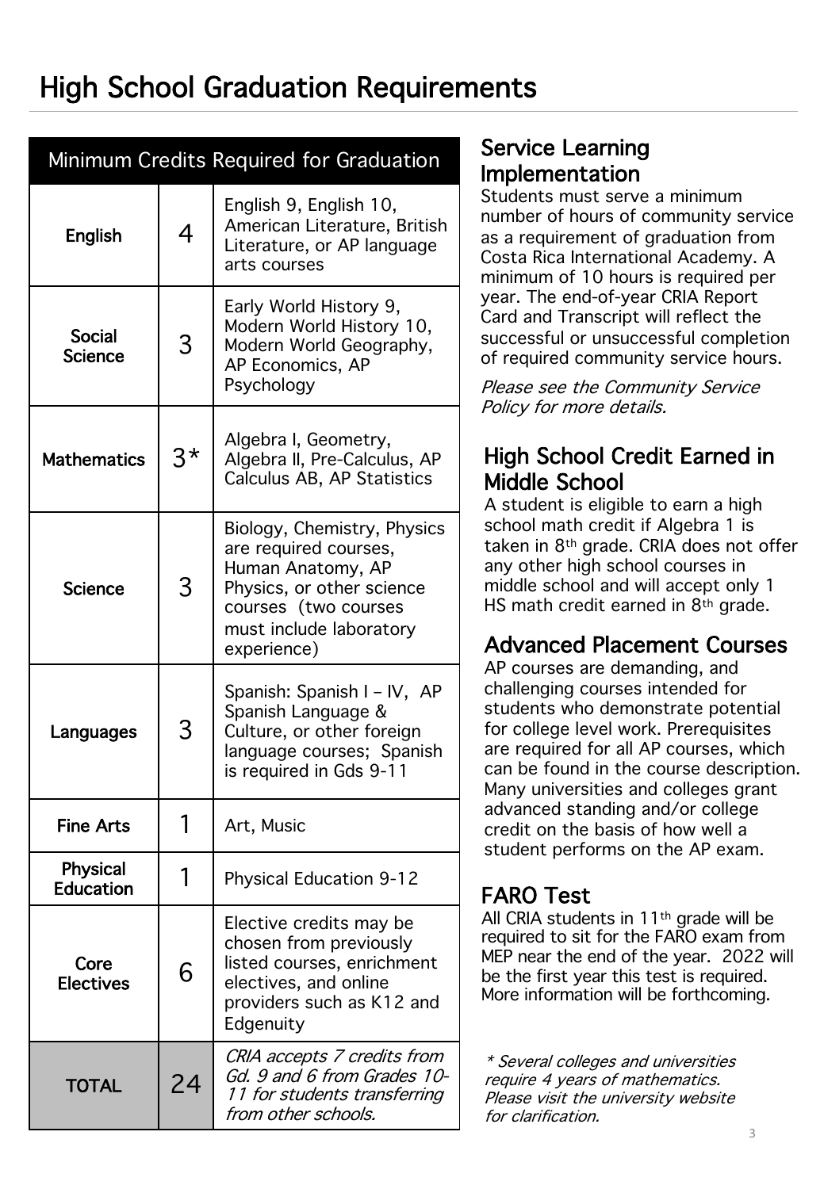# High School Graduation Requirements

| Minimum Credits Required for Graduation | | |
|---|---|---|
| **English** | 4 | English 9, English 10, American Literature, British Literature, or AP language arts courses |
| **Social Science** | 3 | Early World History 9, Modern World History 10, Modern World Geography, AP Economics, AP Psychology |
| **Mathematics** | 3* | Algebra I, Geometry, Algebra II, Pre-Calculus, AP Calculus AB, AP Statistics |
| **Science** | 3 | Biology, Chemistry, Physics are required courses, Human Anatomy, AP Physics, or other science courses (two courses must include laboratory experience) |
| **Languages** | 3 | Spanish: Spanish I – IV, AP Spanish Language & Culture, or other foreign language courses; Spanish is required in Gds 9-11 |
| **Fine Arts** | 1 | Art, Music |
| **Physical Education** | 1 | Physical Education 9-12 |
| **Core Electives** | 6 | Elective credits may be chosen from previously listed courses, enrichment electives, and online providers such as K12 and Edgenuity |
| **TOTAL** | 24 | *CRIA accepts 7 credits from Gd. 9 and 6 from Grades 10-11 for students transferring from other schools.* |

## Service Learning Implementation

Students must serve a minimum number of hours of community service as a requirement of graduation from Costa Rica International Academy. A minimum of 10 hours is required per year. The end-of-year CRIA Report Card and Transcript will reflect the successful or unsuccessful completion of required community service hours.

*Please see the Community Service Policy for more details.*

## High School Credit Earned in Middle School

A student is eligible to earn a high school math credit if Algebra 1 is taken in 8th grade. CRIA does not offer any other high school courses in middle school and will accept only 1 HS math credit earned in 8th grade.

## Advanced Placement Courses

AP courses are demanding, and challenging courses intended for students who demonstrate potential for college level work. Prerequisites are required for all AP courses, which can be found in the course description. Many universities and colleges grant advanced standing and/or college credit on the basis of how well a student performs on the AP exam.

## FARO Test

All CRIA students in 11th grade will be required to sit for the FARO exam from MEP near the end of the year. 2022 will be the first year this test is required. More information will be forthcoming.

*\* Several colleges and universities require 4 years of mathematics. Please visit the university website for clarification.*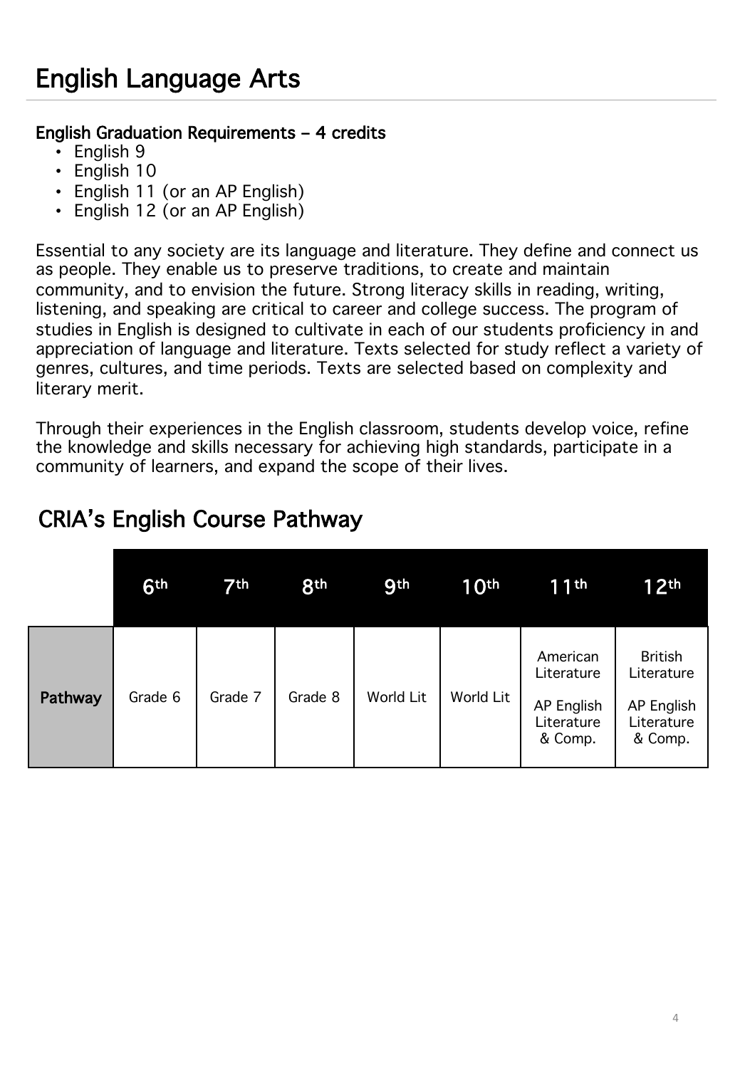# English Language Arts

**English Graduation Requirements – 4 credits**

- English 9
- English 10
- English 11 (or an AP English)
- English 12 (or an AP English)

Essential to any society are its language and literature. They define and connect us as people. They enable us to preserve traditions, to create and maintain community, and to envision the future. Strong literacy skills in reading, writing, listening, and speaking are critical to career and college success. The program of studies in English is designed to cultivate in each of our students proficiency in and appreciation of language and literature. Texts selected for study reflect a variety of genres, cultures, and time periods. Texts are selected based on complexity and literary merit.

Through their experiences in the English classroom, students develop voice, refine the knowledge and skills necessary for achieving high standards, participate in a community of learners, and expand the scope of their lives.

## CRIA's English Course Pathway

| | 6th | 7th | 8th | 9th | 10th | 11th | 12th |
|---|---|---|---|---|---|---|---|
| **Pathway** | Grade 6 | Grade 7 | Grade 8 | World Lit | World Lit | American Literature<br><br>AP English Literature & Comp. | British Literature<br><br>AP English Literature & Comp. |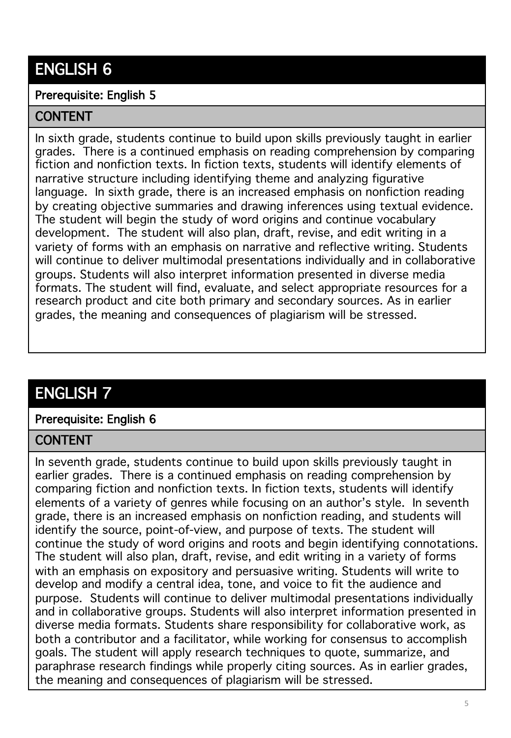# ENGLISH 6

**Prerequisite: English 5**

## CONTENT

In sixth grade, students continue to build upon skills previously taught in earlier grades. There is a continued emphasis on reading comprehension by comparing fiction and nonfiction texts. In fiction texts, students will identify elements of narrative structure including identifying theme and analyzing figurative language. In sixth grade, there is an increased emphasis on nonfiction reading by creating objective summaries and drawing inferences using textual evidence. The student will begin the study of word origins and continue vocabulary development. The student will also plan, draft, revise, and edit writing in a variety of forms with an emphasis on narrative and reflective writing. Students will continue to deliver multimodal presentations individually and in collaborative groups. Students will also interpret information presented in diverse media formats. The student will find, evaluate, and select appropriate resources for a research product and cite both primary and secondary sources. As in earlier grades, the meaning and consequences of plagiarism will be stressed.

# ENGLISH 7

**Prerequisite: English 6**

## CONTENT

In seventh grade, students continue to build upon skills previously taught in earlier grades. There is a continued emphasis on reading comprehension by comparing fiction and nonfiction texts. In fiction texts, students will identify elements of a variety of genres while focusing on an author's style. In seventh grade, there is an increased emphasis on nonfiction reading, and students will identify the source, point-of-view, and purpose of texts. The student will continue the study of word origins and roots and begin identifying connotations. The student will also plan, draft, revise, and edit writing in a variety of forms with an emphasis on expository and persuasive writing. Students will write to develop and modify a central idea, tone, and voice to fit the audience and purpose. Students will continue to deliver multimodal presentations individually and in collaborative groups. Students will also interpret information presented in diverse media formats. Students share responsibility for collaborative work, as both a contributor and a facilitator, while working for consensus to accomplish goals. The student will apply research techniques to quote, summarize, and paraphrase research findings while properly citing sources. As in earlier grades, the meaning and consequences of plagiarism will be stressed.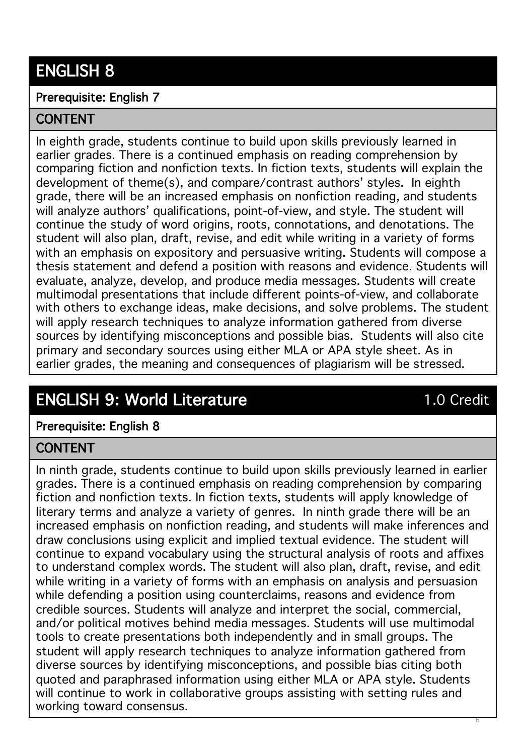## ENGLISH 8

**Prerequisite: English 7**

### CONTENT

In eighth grade, students continue to build upon skills previously learned in earlier grades. There is a continued emphasis on reading comprehension by comparing fiction and nonfiction texts. In fiction texts, students will explain the development of theme(s), and compare/contrast authors' styles. In eighth grade, there will be an increased emphasis on nonfiction reading, and students will analyze authors' qualifications, point-of-view, and style. The student will continue the study of word origins, roots, connotations, and denotations. The student will also plan, draft, revise, and edit while writing in a variety of forms with an emphasis on expository and persuasive writing. Students will compose a thesis statement and defend a position with reasons and evidence. Students will evaluate, analyze, develop, and produce media messages. Students will create multimodal presentations that include different points-of-view, and collaborate with others to exchange ideas, make decisions, and solve problems. The student will apply research techniques to analyze information gathered from diverse sources by identifying misconceptions and possible bias. Students will also cite primary and secondary sources using either MLA or APA style sheet. As in earlier grades, the meaning and consequences of plagiarism will be stressed.

## ENGLISH 9: World Literature — 1.0 Credit

**Prerequisite: English 8**

### CONTENT

In ninth grade, students continue to build upon skills previously learned in earlier grades. There is a continued emphasis on reading comprehension by comparing fiction and nonfiction texts. In fiction texts, students will apply knowledge of literary terms and analyze a variety of genres. In ninth grade there will be an increased emphasis on nonfiction reading, and students will make inferences and draw conclusions using explicit and implied textual evidence. The student will continue to expand vocabulary using the structural analysis of roots and affixes to understand complex words. The student will also plan, draft, revise, and edit while writing in a variety of forms with an emphasis on analysis and persuasion while defending a position using counterclaims, reasons and evidence from credible sources. Students will analyze and interpret the social, commercial, and/or political motives behind media messages. Students will use multimodal tools to create presentations both independently and in small groups. The student will apply research techniques to analyze information gathered from diverse sources by identifying misconceptions, and possible bias citing both quoted and paraphrased information using either MLA or APA style. Students will continue to work in collaborative groups assisting with setting rules and working toward consensus.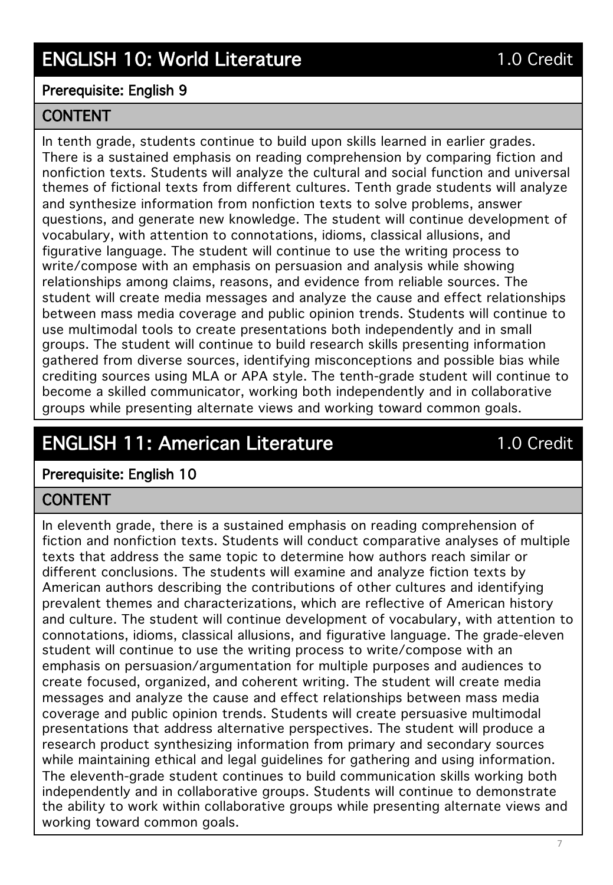## ENGLISH 10: World Literature — 1.0 Credit

**Prerequisite: English 9**

### CONTENT

In tenth grade, students continue to build upon skills learned in earlier grades. There is a sustained emphasis on reading comprehension by comparing fiction and nonfiction texts. Students will analyze the cultural and social function and universal themes of fictional texts from different cultures. Tenth grade students will analyze and synthesize information from nonfiction texts to solve problems, answer questions, and generate new knowledge. The student will continue development of vocabulary, with attention to connotations, idioms, classical allusions, and figurative language. The student will continue to use the writing process to write/compose with an emphasis on persuasion and analysis while showing relationships among claims, reasons, and evidence from reliable sources. The student will create media messages and analyze the cause and effect relationships between mass media coverage and public opinion trends. Students will continue to use multimodal tools to create presentations both independently and in small groups. The student will continue to build research skills presenting information gathered from diverse sources, identifying misconceptions and possible bias while crediting sources using MLA or APA style. The tenth-grade student will continue to become a skilled communicator, working both independently and in collaborative groups while presenting alternate views and working toward common goals.

## ENGLISH 11: American Literature — 1.0 Credit

**Prerequisite: English 10**

### CONTENT

In eleventh grade, there is a sustained emphasis on reading comprehension of fiction and nonfiction texts. Students will conduct comparative analyses of multiple texts that address the same topic to determine how authors reach similar or different conclusions. The students will examine and analyze fiction texts by American authors describing the contributions of other cultures and identifying prevalent themes and characterizations, which are reflective of American history and culture. The student will continue development of vocabulary, with attention to connotations, idioms, classical allusions, and figurative language. The grade-eleven student will continue to use the writing process to write/compose with an emphasis on persuasion/argumentation for multiple purposes and audiences to create focused, organized, and coherent writing. The student will create media messages and analyze the cause and effect relationships between mass media coverage and public opinion trends. Students will create persuasive multimodal presentations that address alternative perspectives. The student will produce a research product synthesizing information from primary and secondary sources while maintaining ethical and legal guidelines for gathering and using information. The eleventh-grade student continues to build communication skills working both independently and in collaborative groups. Students will continue to demonstrate the ability to work within collaborative groups while presenting alternate views and working toward common goals.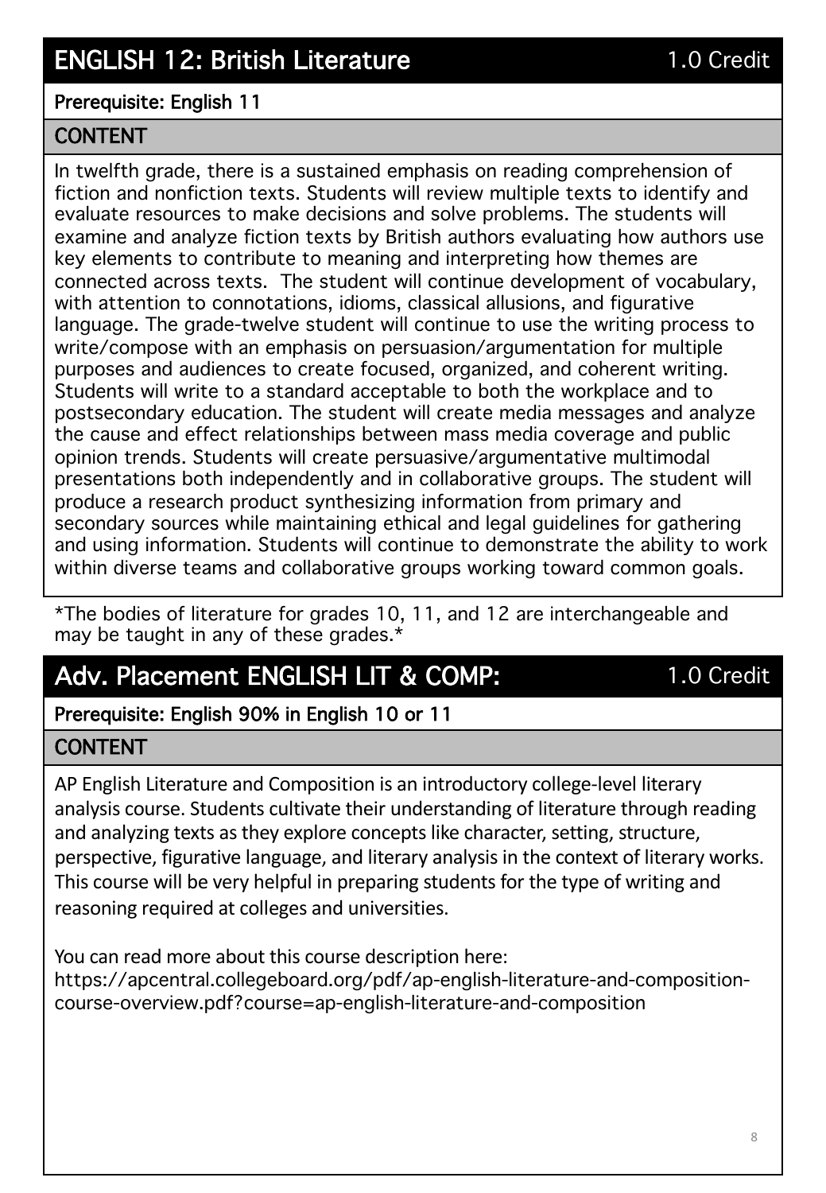## ENGLISH 12: British Literature — 1.0 Credit

**Prerequisite: English 11**

### CONTENT

In twelfth grade, there is a sustained emphasis on reading comprehension of fiction and nonfiction texts. Students will review multiple texts to identify and evaluate resources to make decisions and solve problems. The students will examine and analyze fiction texts by British authors evaluating how authors use key elements to contribute to meaning and interpreting how themes are connected across texts. The student will continue development of vocabulary, with attention to connotations, idioms, classical allusions, and figurative language. The grade-twelve student will continue to use the writing process to write/compose with an emphasis on persuasion/argumentation for multiple purposes and audiences to create focused, organized, and coherent writing. Students will write to a standard acceptable to both the workplace and to postsecondary education. The student will create media messages and analyze the cause and effect relationships between mass media coverage and public opinion trends. Students will create persuasive/argumentative multimodal presentations both independently and in collaborative groups. The student will produce a research product synthesizing information from primary and secondary sources while maintaining ethical and legal guidelines for gathering and using information. Students will continue to demonstrate the ability to work within diverse teams and collaborative groups working toward common goals.

*The bodies of literature for grades 10, 11, and 12 are interchangeable and may be taught in any of these grades.*

## Adv. Placement ENGLISH LIT & COMP: — 1.0 Credit

**Prerequisite: English 90% in English 10 or 11**

### CONTENT

AP English Literature and Composition is an introductory college-level literary analysis course. Students cultivate their understanding of literature through reading and analyzing texts as they explore concepts like character, setting, structure, perspective, figurative language, and literary analysis in the context of literary works. This course will be very helpful in preparing students for the type of writing and reasoning required at colleges and universities.

You can read more about this course description here:
https://apcentral.collegeboard.org/pdf/ap-english-literature-and-composition-course-overview.pdf?course=ap-english-literature-and-composition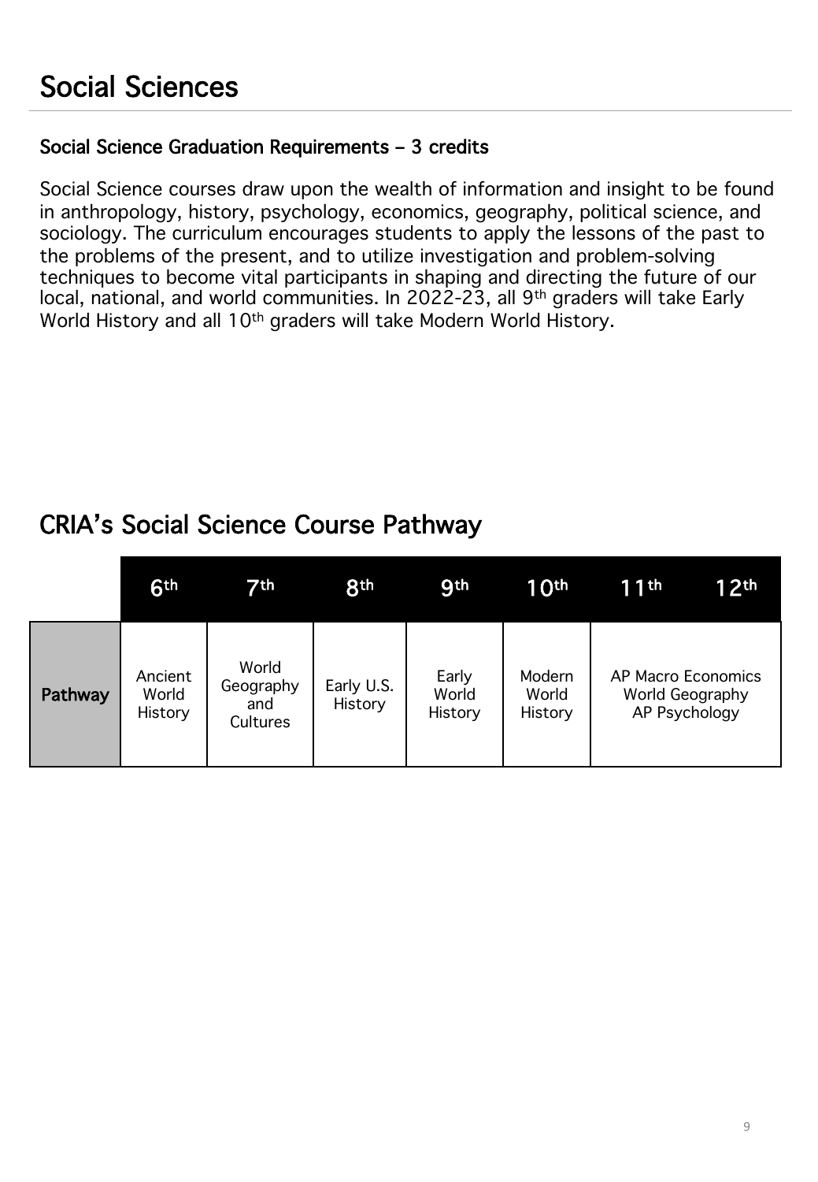# Social Sciences

### Social Science Graduation Requirements – 3 credits

Social Science courses draw upon the wealth of information and insight to be found in anthropology, history, psychology, economics, geography, political science, and sociology. The curriculum encourages students to apply the lessons of the past to the problems of the present, and to utilize investigation and problem-solving techniques to become vital participants in shaping and directing the future of our local, national, and world communities. In 2022-23, all 9th graders will take Early World History and all 10th graders will take Modern World History.

## CRIA's Social Science Course Pathway

| | 6th | 7th | 8th | 9th | 10th | 11th | 12th |
|---|---|---|---|---|---|---|---|
| **Pathway** | Ancient World History | World Geography and Cultures | Early U.S. History | Early World History | Modern World History | AP Macro Economics<br>World Geography<br>AP Psychology | |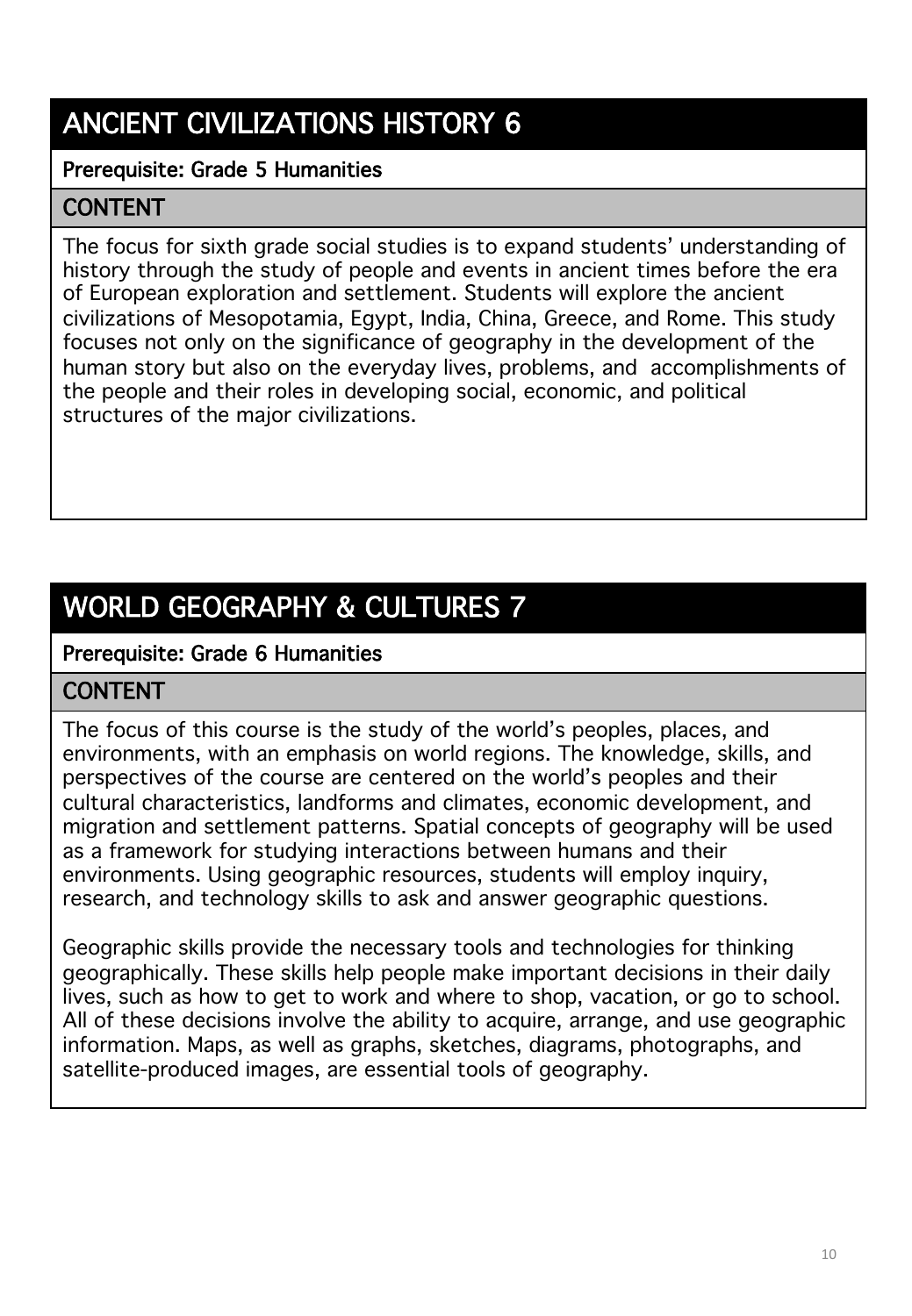## ANCIENT CIVILIZATIONS HISTORY 6

**Prerequisite: Grade 5 Humanities**

### CONTENT

The focus for sixth grade social studies is to expand students' understanding of history through the study of people and events in ancient times before the era of European exploration and settlement. Students will explore the ancient civilizations of Mesopotamia, Egypt, India, China, Greece, and Rome. This study focuses not only on the significance of geography in the development of the human story but also on the everyday lives, problems, and accomplishments of the people and their roles in developing social, economic, and political structures of the major civilizations.

## WORLD GEOGRAPHY & CULTURES 7

**Prerequisite: Grade 6 Humanities**

### CONTENT

The focus of this course is the study of the world's peoples, places, and environments, with an emphasis on world regions. The knowledge, skills, and perspectives of the course are centered on the world's peoples and their cultural characteristics, landforms and climates, economic development, and migration and settlement patterns. Spatial concepts of geography will be used as a framework for studying interactions between humans and their environments. Using geographic resources, students will employ inquiry, research, and technology skills to ask and answer geographic questions.

Geographic skills provide the necessary tools and technologies for thinking geographically. These skills help people make important decisions in their daily lives, such as how to get to work and where to shop, vacation, or go to school. All of these decisions involve the ability to acquire, arrange, and use geographic information. Maps, as well as graphs, sketches, diagrams, photographs, and satellite-produced images, are essential tools of geography.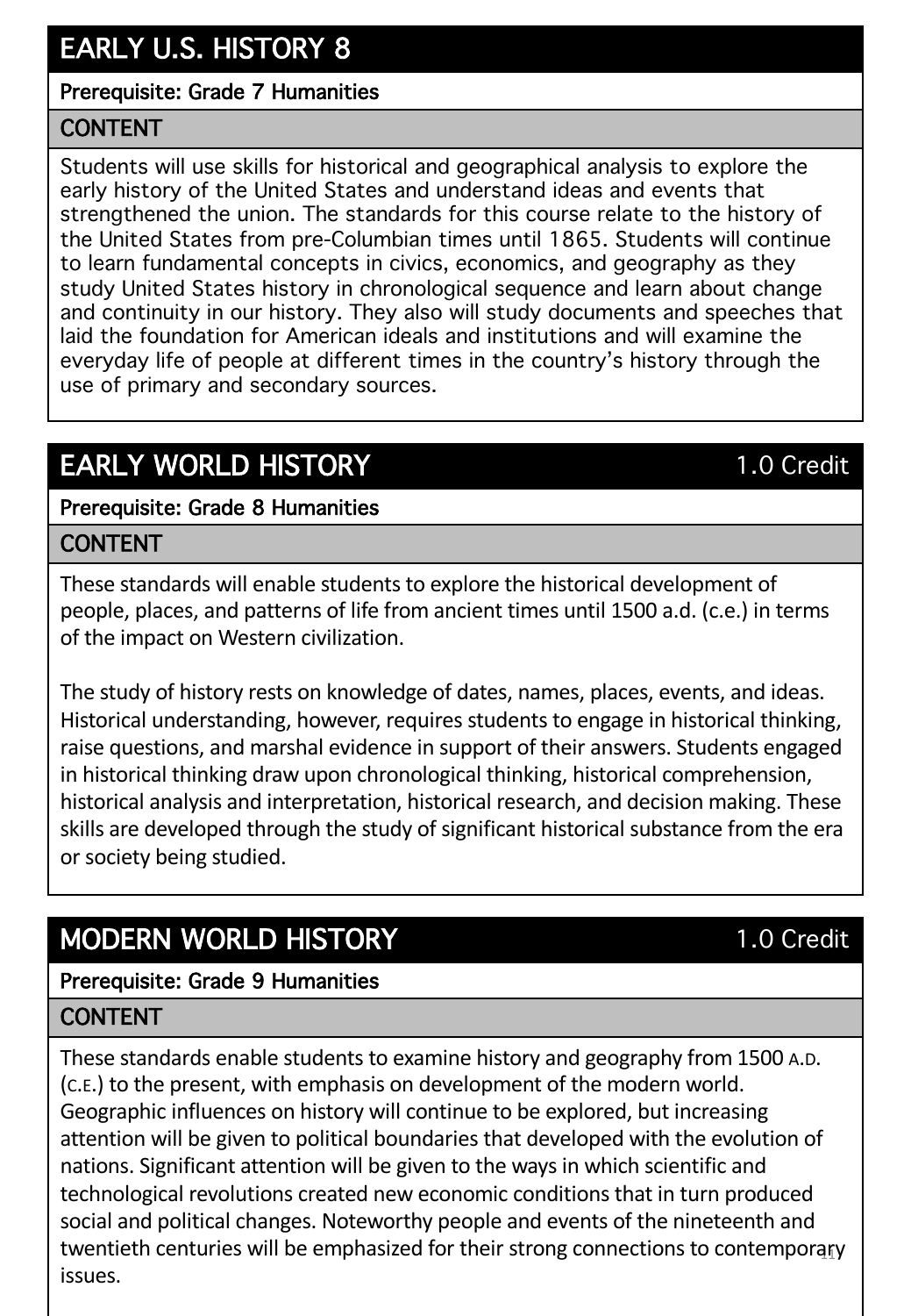## EARLY U.S. HISTORY 8

**Prerequisite: Grade 7 Humanities**

### CONTENT

Students will use skills for historical and geographical analysis to explore the early history of the United States and understand ideas and events that strengthened the union. The standards for this course relate to the history of the United States from pre-Columbian times until 1865. Students will continue to learn fundamental concepts in civics, economics, and geography as they study United States history in chronological sequence and learn about change and continuity in our history. They also will study documents and speeches that laid the foundation for American ideals and institutions and will examine the everyday life of people at different times in the country's history through the use of primary and secondary sources.

## EARLY WORLD HISTORY

1.0 Credit

**Prerequisite: Grade 8 Humanities**

### CONTENT

These standards will enable students to explore the historical development of people, places, and patterns of life from ancient times until 1500 a.d. (c.e.) in terms of the impact on Western civilization.

The study of history rests on knowledge of dates, names, places, events, and ideas. Historical understanding, however, requires students to engage in historical thinking, raise questions, and marshal evidence in support of their answers. Students engaged in historical thinking draw upon chronological thinking, historical comprehension, historical analysis and interpretation, historical research, and decision making. These skills are developed through the study of significant historical substance from the era or society being studied.

## MODERN WORLD HISTORY

1.0 Credit

**Prerequisite: Grade 9 Humanities**

### CONTENT

These standards enable students to examine history and geography from 1500 A.D. (C.E.) to the present, with emphasis on development of the modern world. Geographic influences on history will continue to be explored, but increasing attention will be given to political boundaries that developed with the evolution of nations. Significant attention will be given to the ways in which scientific and technological revolutions created new economic conditions that in turn produced social and political changes. Noteworthy people and events of the nineteenth and twentieth centuries will be emphasized for their strong connections to contemporary issues.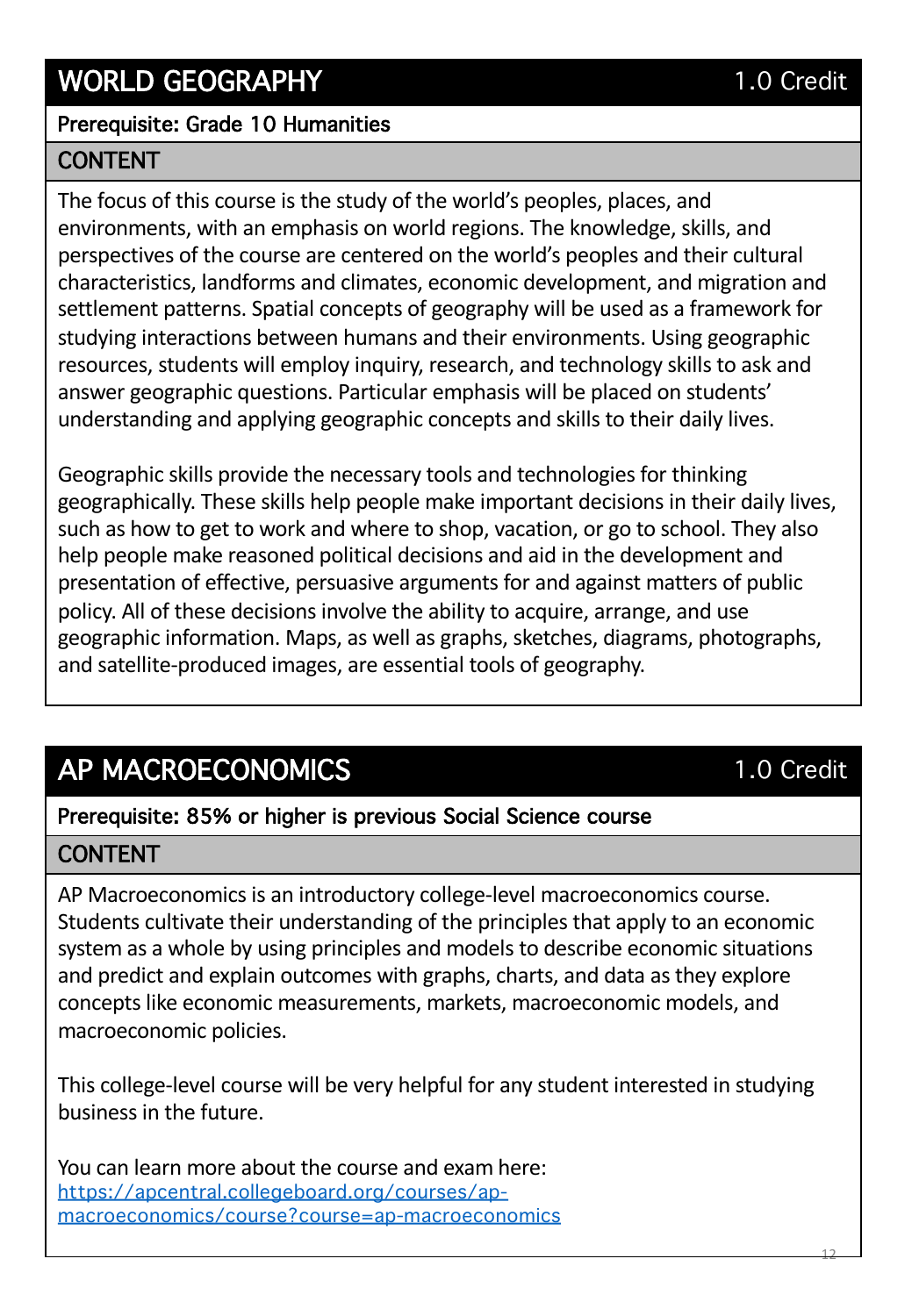## WORLD GEOGRAPHY

1.0 Credit

**Prerequisite: Grade 10 Humanities**

### CONTENT

The focus of this course is the study of the world's peoples, places, and environments, with an emphasis on world regions. The knowledge, skills, and perspectives of the course are centered on the world's peoples and their cultural characteristics, landforms and climates, economic development, and migration and settlement patterns. Spatial concepts of geography will be used as a framework for studying interactions between humans and their environments. Using geographic resources, students will employ inquiry, research, and technology skills to ask and answer geographic questions. Particular emphasis will be placed on students' understanding and applying geographic concepts and skills to their daily lives.

Geographic skills provide the necessary tools and technologies for thinking geographically. These skills help people make important decisions in their daily lives, such as how to get to work and where to shop, vacation, or go to school. They also help people make reasoned political decisions and aid in the development and presentation of effective, persuasive arguments for and against matters of public policy. All of these decisions involve the ability to acquire, arrange, and use geographic information. Maps, as well as graphs, sketches, diagrams, photographs, and satellite-produced images, are essential tools of geography.

## AP MACROECONOMICS

1.0 Credit

**Prerequisite: 85% or higher is previous Social Science course**

### CONTENT

AP Macroeconomics is an introductory college-level macroeconomics course. Students cultivate their understanding of the principles that apply to an economic system as a whole by using principles and models to describe economic situations and predict and explain outcomes with graphs, charts, and data as they explore concepts like economic measurements, markets, macroeconomic models, and macroeconomic policies.

This college-level course will be very helpful for any student interested in studying business in the future.

You can learn more about the course and exam here:
[https://apcentral.collegeboard.org/courses/ap-macroeconomics/course?course=ap-macroeconomics](https://apcentral.collegeboard.org/courses/ap-macroeconomics/course?course=ap-macroeconomics)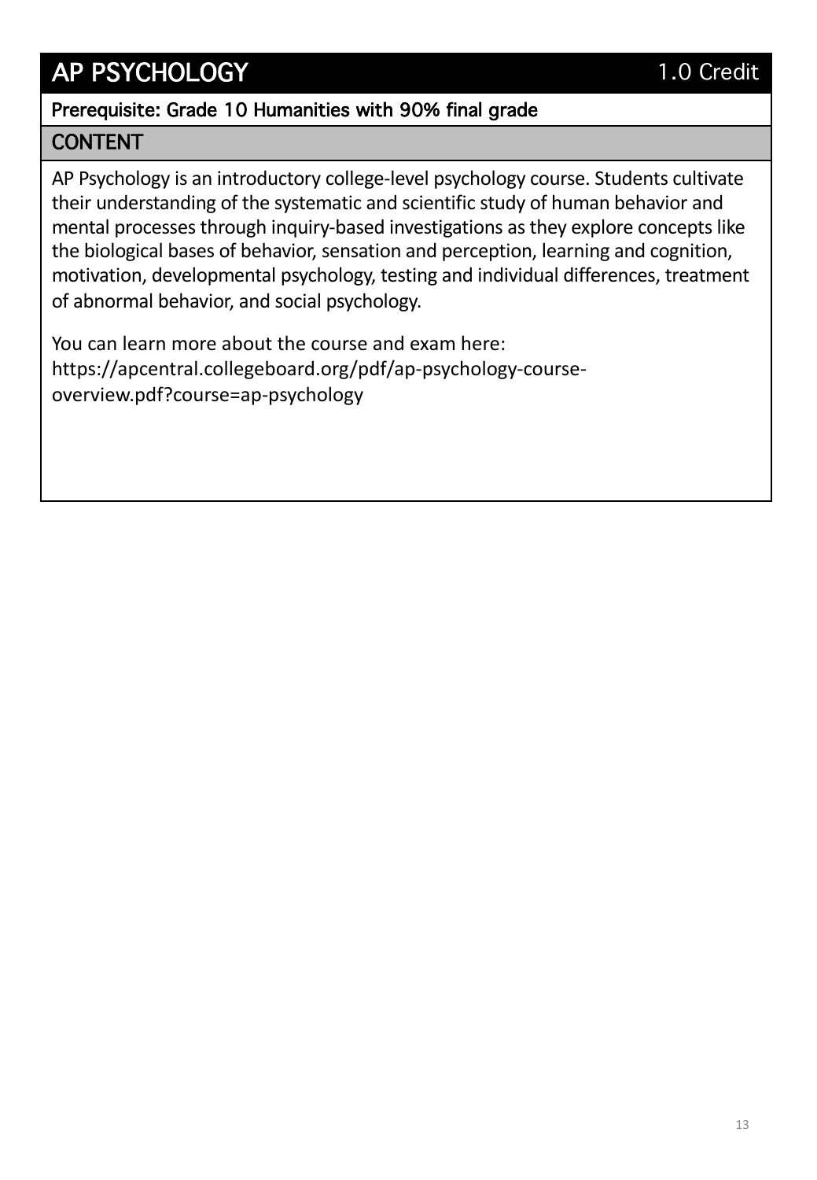# AP PSYCHOLOGY

1.0 Credit

**Prerequisite: Grade 10 Humanities with 90% final grade**

## CONTENT

AP Psychology is an introductory college-level psychology course. Students cultivate their understanding of the systematic and scientific study of human behavior and mental processes through inquiry-based investigations as they explore concepts like the biological bases of behavior, sensation and perception, learning and cognition, motivation, developmental psychology, testing and individual differences, treatment of abnormal behavior, and social psychology.

You can learn more about the course and exam here: https://apcentral.collegeboard.org/pdf/ap-psychology-course-overview.pdf?course=ap-psychology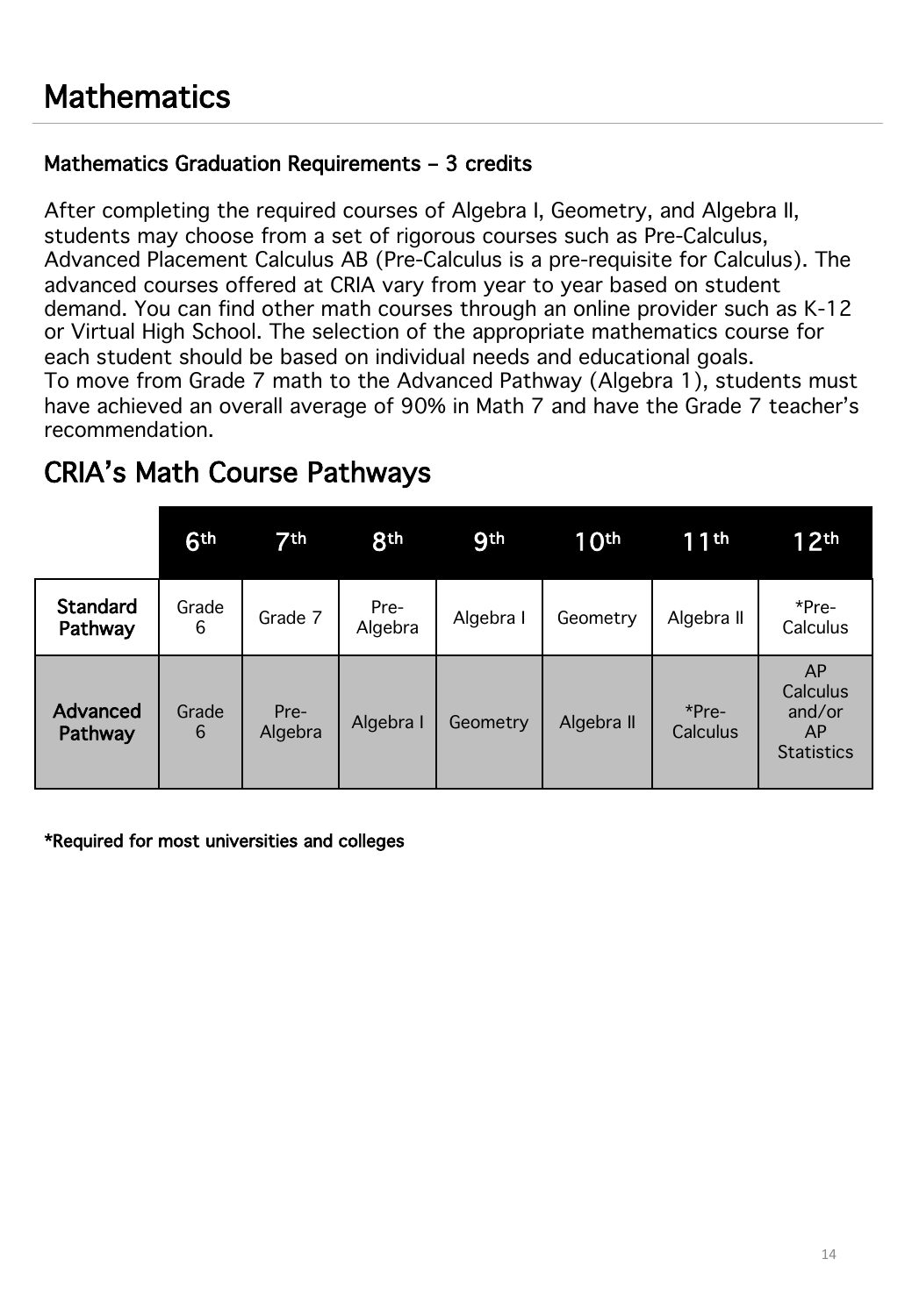# Mathematics

**Mathematics Graduation Requirements – 3 credits**

After completing the required courses of Algebra I, Geometry, and Algebra II, students may choose from a set of rigorous courses such as Pre-Calculus, Advanced Placement Calculus AB (Pre-Calculus is a pre-requisite for Calculus). The advanced courses offered at CRIA vary from year to year based on student demand. You can find other math courses through an online provider such as K-12 or Virtual High School. The selection of the appropriate mathematics course for each student should be based on individual needs and educational goals.
To move from Grade 7 math to the Advanced Pathway (Algebra 1), students must have achieved an overall average of 90% in Math 7 and have the Grade 7 teacher's recommendation.

## CRIA's Math Course Pathways

| | 6th | 7th | 8th | 9th | 10th | 11th | 12th |
|---|---|---|---|---|---|---|---|
| **Standard Pathway** | Grade 6 | Grade 7 | Pre-Algebra | Algebra I | Geometry | Algebra II | *Pre-Calculus |
| **Advanced Pathway** | Grade 6 | Pre-Algebra | Algebra I | Geometry | Algebra II | *Pre-Calculus | AP Calculus and/or AP Statistics |

**\*Required for most universities and colleges**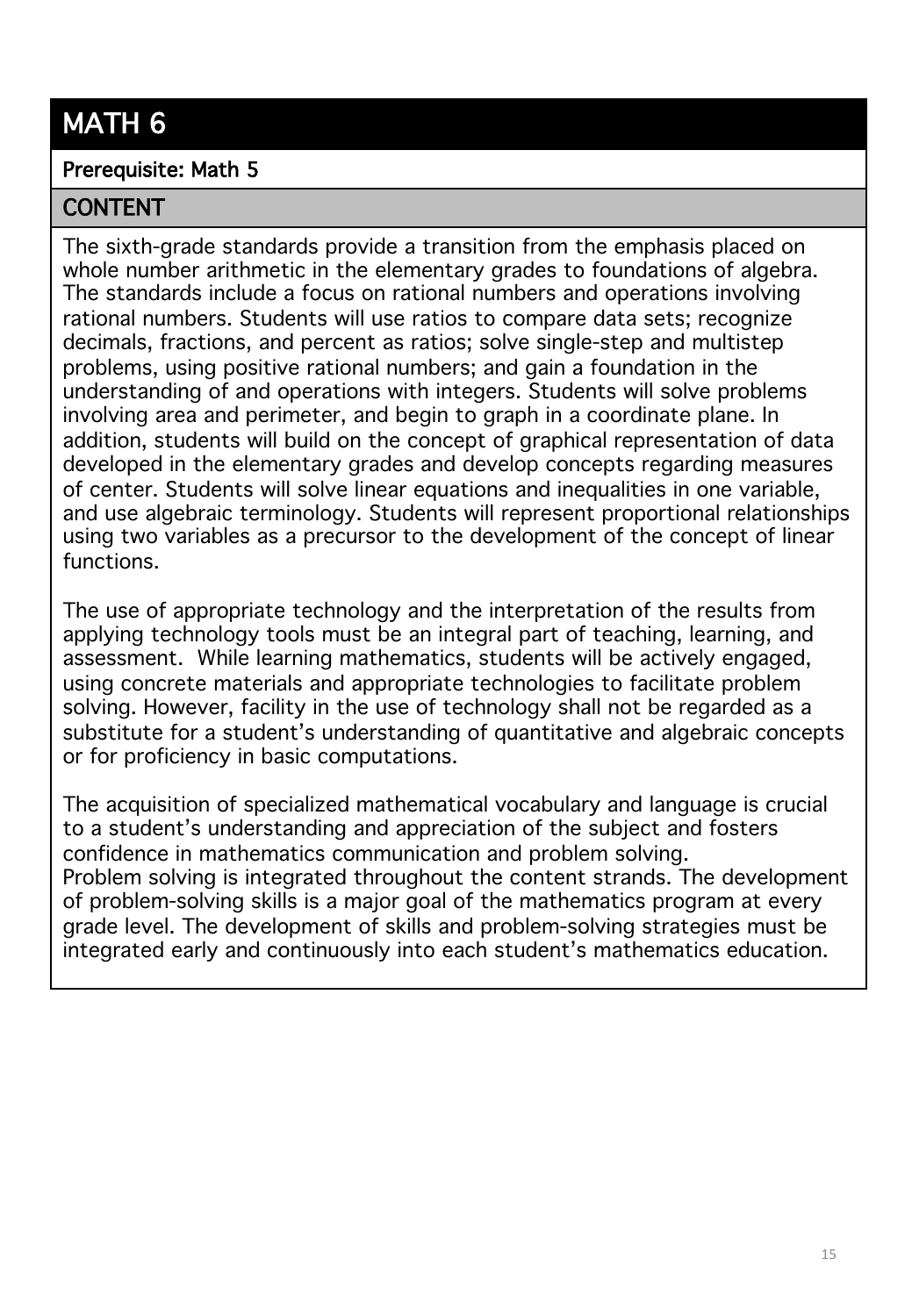# MATH 6

**Prerequisite: Math 5**

## CONTENT

The sixth-grade standards provide a transition from the emphasis placed on whole number arithmetic in the elementary grades to foundations of algebra. The standards include a focus on rational numbers and operations involving rational numbers. Students will use ratios to compare data sets; recognize decimals, fractions, and percent as ratios; solve single-step and multistep problems, using positive rational numbers; and gain a foundation in the understanding of and operations with integers. Students will solve problems involving area and perimeter, and begin to graph in a coordinate plane. In addition, students will build on the concept of graphical representation of data developed in the elementary grades and develop concepts regarding measures of center. Students will solve linear equations and inequalities in one variable, and use algebraic terminology. Students will represent proportional relationships using two variables as a precursor to the development of the concept of linear functions.

The use of appropriate technology and the interpretation of the results from applying technology tools must be an integral part of teaching, learning, and assessment. While learning mathematics, students will be actively engaged, using concrete materials and appropriate technologies to facilitate problem solving. However, facility in the use of technology shall not be regarded as a substitute for a student's understanding of quantitative and algebraic concepts or for proficiency in basic computations.

The acquisition of specialized mathematical vocabulary and language is crucial to a student's understanding and appreciation of the subject and fosters confidence in mathematics communication and problem solving.
Problem solving is integrated throughout the content strands. The development of problem-solving skills is a major goal of the mathematics program at every grade level. The development of skills and problem-solving strategies must be integrated early and continuously into each student's mathematics education.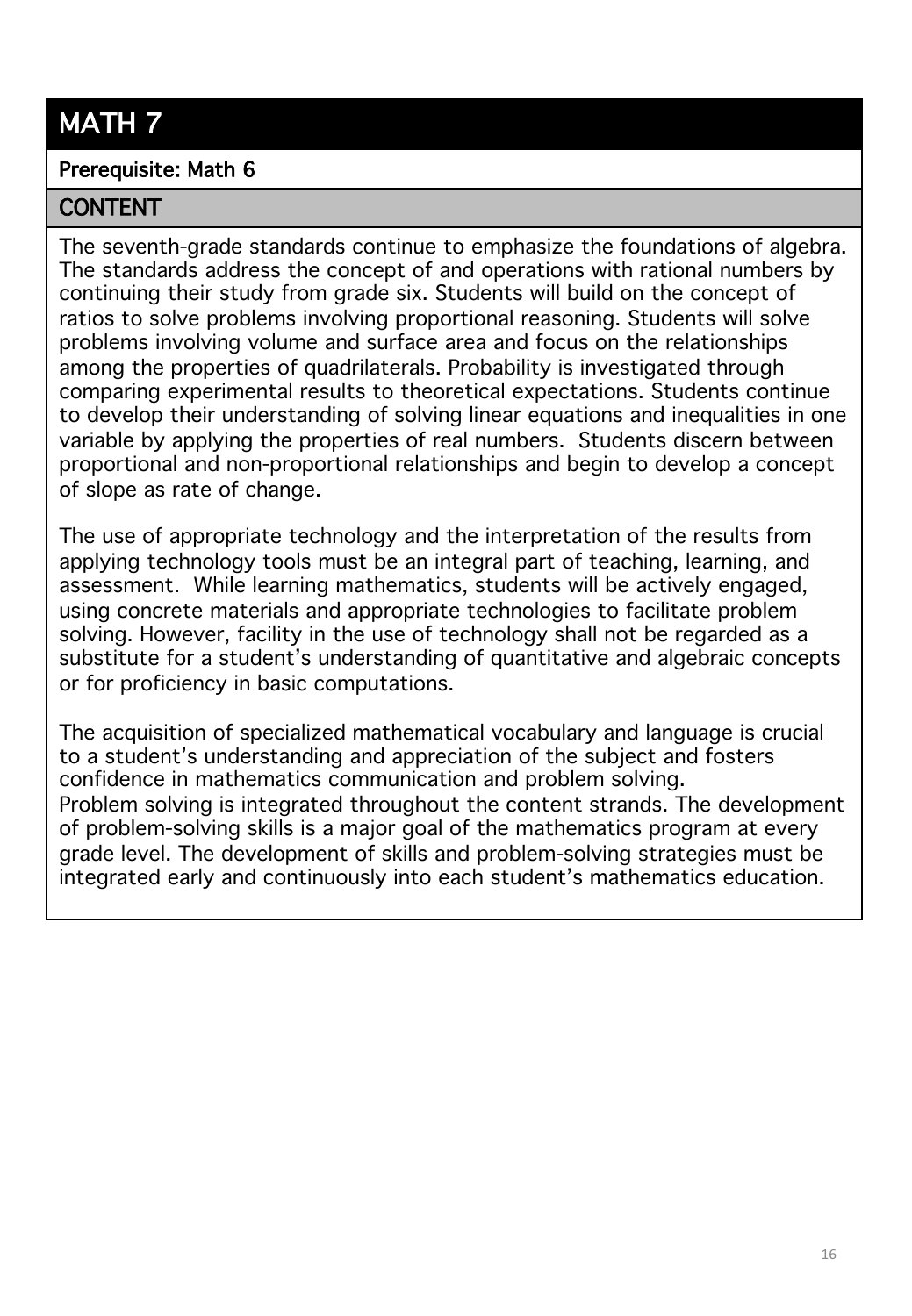# MATH 7

**Prerequisite: Math 6**

## CONTENT

The seventh-grade standards continue to emphasize the foundations of algebra. The standards address the concept of and operations with rational numbers by continuing their study from grade six. Students will build on the concept of ratios to solve problems involving proportional reasoning. Students will solve problems involving volume and surface area and focus on the relationships among the properties of quadrilaterals. Probability is investigated through comparing experimental results to theoretical expectations. Students continue to develop their understanding of solving linear equations and inequalities in one variable by applying the properties of real numbers. Students discern between proportional and non-proportional relationships and begin to develop a concept of slope as rate of change.

The use of appropriate technology and the interpretation of the results from applying technology tools must be an integral part of teaching, learning, and assessment. While learning mathematics, students will be actively engaged, using concrete materials and appropriate technologies to facilitate problem solving. However, facility in the use of technology shall not be regarded as a substitute for a student's understanding of quantitative and algebraic concepts or for proficiency in basic computations.

The acquisition of specialized mathematical vocabulary and language is crucial to a student's understanding and appreciation of the subject and fosters confidence in mathematics communication and problem solving.
Problem solving is integrated throughout the content strands. The development of problem-solving skills is a major goal of the mathematics program at every grade level. The development of skills and problem-solving strategies must be integrated early and continuously into each student's mathematics education.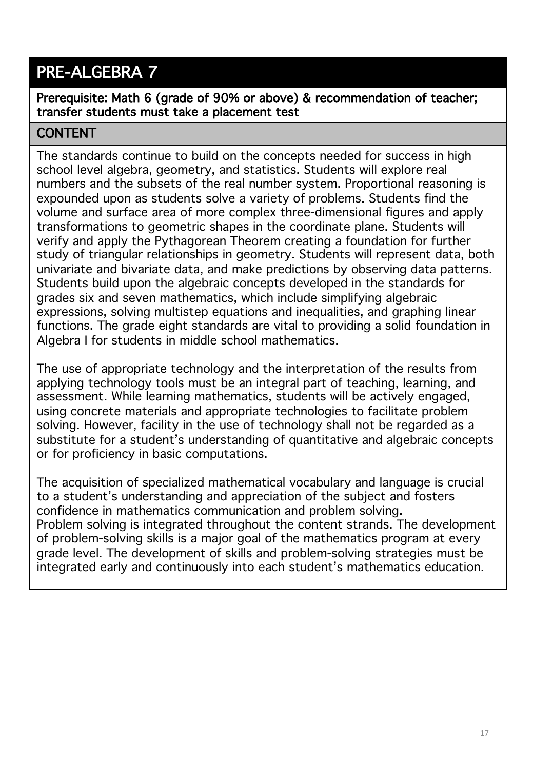# PRE-ALGEBRA 7

**Prerequisite: Math 6 (grade of 90% or above) & recommendation of teacher; transfer students must take a placement test**

## CONTENT

The standards continue to build on the concepts needed for success in high school level algebra, geometry, and statistics. Students will explore real numbers and the subsets of the real number system. Proportional reasoning is expounded upon as students solve a variety of problems. Students find the volume and surface area of more complex three-dimensional figures and apply transformations to geometric shapes in the coordinate plane. Students will verify and apply the Pythagorean Theorem creating a foundation for further study of triangular relationships in geometry. Students will represent data, both univariate and bivariate data, and make predictions by observing data patterns. Students build upon the algebraic concepts developed in the standards for grades six and seven mathematics, which include simplifying algebraic expressions, solving multistep equations and inequalities, and graphing linear functions. The grade eight standards are vital to providing a solid foundation in Algebra I for students in middle school mathematics.

The use of appropriate technology and the interpretation of the results from applying technology tools must be an integral part of teaching, learning, and assessment. While learning mathematics, students will be actively engaged, using concrete materials and appropriate technologies to facilitate problem solving. However, facility in the use of technology shall not be regarded as a substitute for a student's understanding of quantitative and algebraic concepts or for proficiency in basic computations.

The acquisition of specialized mathematical vocabulary and language is crucial to a student's understanding and appreciation of the subject and fosters confidence in mathematics communication and problem solving.
Problem solving is integrated throughout the content strands. The development of problem-solving skills is a major goal of the mathematics program at every grade level. The development of skills and problem-solving strategies must be integrated early and continuously into each student's mathematics education.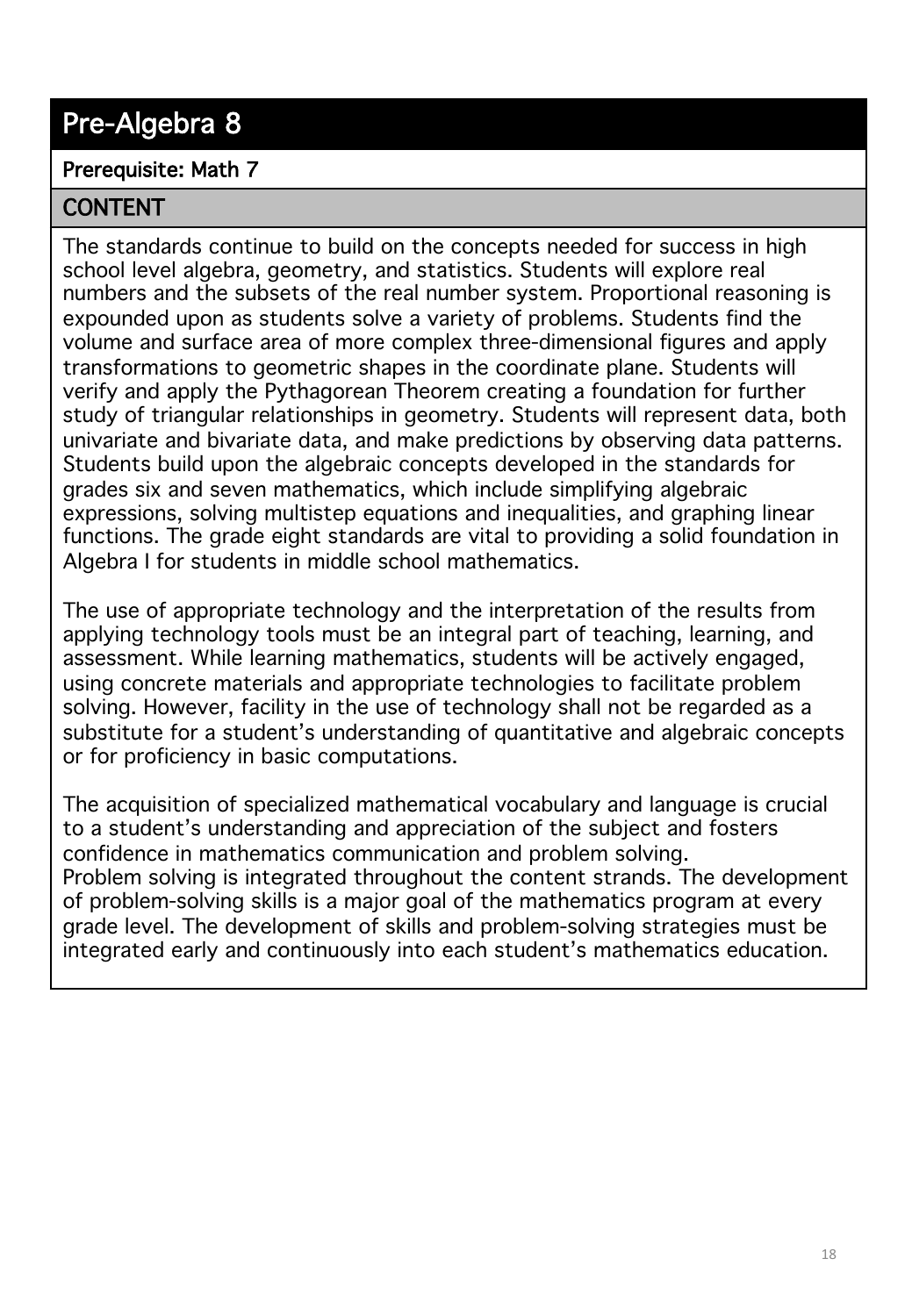# Pre-Algebra 8

**Prerequisite: Math 7**

## CONTENT

The standards continue to build on the concepts needed for success in high school level algebra, geometry, and statistics. Students will explore real numbers and the subsets of the real number system. Proportional reasoning is expounded upon as students solve a variety of problems. Students find the volume and surface area of more complex three-dimensional figures and apply transformations to geometric shapes in the coordinate plane. Students will verify and apply the Pythagorean Theorem creating a foundation for further study of triangular relationships in geometry. Students will represent data, both univariate and bivariate data, and make predictions by observing data patterns. Students build upon the algebraic concepts developed in the standards for grades six and seven mathematics, which include simplifying algebraic expressions, solving multistep equations and inequalities, and graphing linear functions. The grade eight standards are vital to providing a solid foundation in Algebra I for students in middle school mathematics.

The use of appropriate technology and the interpretation of the results from applying technology tools must be an integral part of teaching, learning, and assessment. While learning mathematics, students will be actively engaged, using concrete materials and appropriate technologies to facilitate problem solving. However, facility in the use of technology shall not be regarded as a substitute for a student's understanding of quantitative and algebraic concepts or for proficiency in basic computations.

The acquisition of specialized mathematical vocabulary and language is crucial to a student's understanding and appreciation of the subject and fosters confidence in mathematics communication and problem solving.
Problem solving is integrated throughout the content strands. The development of problem-solving skills is a major goal of the mathematics program at every grade level. The development of skills and problem-solving strategies must be integrated early and continuously into each student's mathematics education.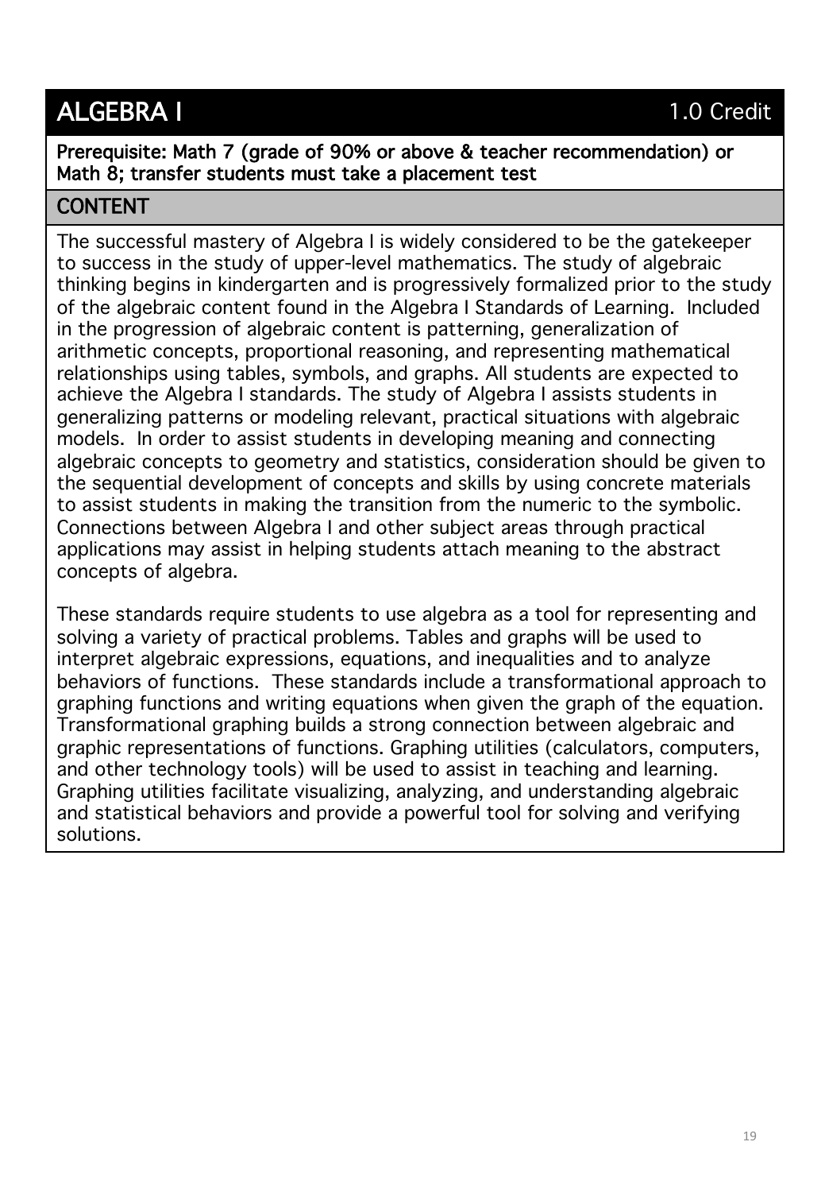# ALGEBRA I

1.0 Credit

**Prerequisite: Math 7 (grade of 90% or above & teacher recommendation) or Math 8; transfer students must take a placement test**

## CONTENT

The successful mastery of Algebra I is widely considered to be the gatekeeper to success in the study of upper-level mathematics. The study of algebraic thinking begins in kindergarten and is progressively formalized prior to the study of the algebraic content found in the Algebra I Standards of Learning. Included in the progression of algebraic content is patterning, generalization of arithmetic concepts, proportional reasoning, and representing mathematical relationships using tables, symbols, and graphs. All students are expected to achieve the Algebra I standards. The study of Algebra I assists students in generalizing patterns or modeling relevant, practical situations with algebraic models. In order to assist students in developing meaning and connecting algebraic concepts to geometry and statistics, consideration should be given to the sequential development of concepts and skills by using concrete materials to assist students in making the transition from the numeric to the symbolic. Connections between Algebra I and other subject areas through practical applications may assist in helping students attach meaning to the abstract concepts of algebra.

These standards require students to use algebra as a tool for representing and solving a variety of practical problems. Tables and graphs will be used to interpret algebraic expressions, equations, and inequalities and to analyze behaviors of functions. These standards include a transformational approach to graphing functions and writing equations when given the graph of the equation. Transformational graphing builds a strong connection between algebraic and graphic representations of functions. Graphing utilities (calculators, computers, and other technology tools) will be used to assist in teaching and learning. Graphing utilities facilitate visualizing, analyzing, and understanding algebraic and statistical behaviors and provide a powerful tool for solving and verifying solutions.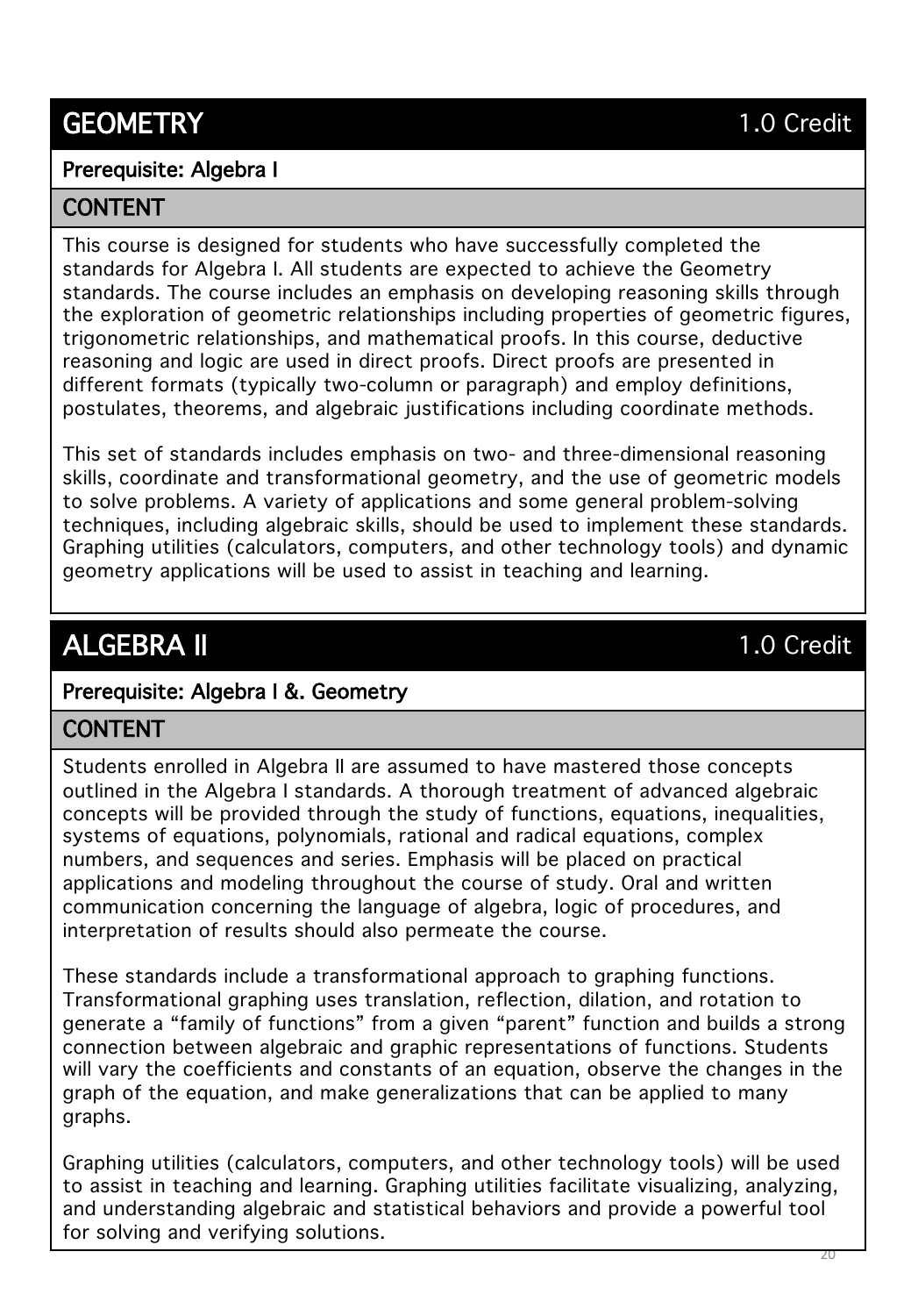## GEOMETRY

1.0 Credit

**Prerequisite: Algebra I**

### CONTENT

This course is designed for students who have successfully completed the standards for Algebra I. All students are expected to achieve the Geometry standards. The course includes an emphasis on developing reasoning skills through the exploration of geometric relationships including properties of geometric figures, trigonometric relationships, and mathematical proofs. In this course, deductive reasoning and logic are used in direct proofs. Direct proofs are presented in different formats (typically two-column or paragraph) and employ definitions, postulates, theorems, and algebraic justifications including coordinate methods.

This set of standards includes emphasis on two- and three-dimensional reasoning skills, coordinate and transformational geometry, and the use of geometric models to solve problems. A variety of applications and some general problem-solving techniques, including algebraic skills, should be used to implement these standards. Graphing utilities (calculators, computers, and other technology tools) and dynamic geometry applications will be used to assist in teaching and learning.

## ALGEBRA II

1.0 Credit

**Prerequisite: Algebra I &. Geometry**

### CONTENT

Students enrolled in Algebra II are assumed to have mastered those concepts outlined in the Algebra I standards. A thorough treatment of advanced algebraic concepts will be provided through the study of functions, equations, inequalities, systems of equations, polynomials, rational and radical equations, complex numbers, and sequences and series. Emphasis will be placed on practical applications and modeling throughout the course of study. Oral and written communication concerning the language of algebra, logic of procedures, and interpretation of results should also permeate the course.

These standards include a transformational approach to graphing functions. Transformational graphing uses translation, reflection, dilation, and rotation to generate a "family of functions" from a given "parent" function and builds a strong connection between algebraic and graphic representations of functions. Students will vary the coefficients and constants of an equation, observe the changes in the graph of the equation, and make generalizations that can be applied to many graphs.

Graphing utilities (calculators, computers, and other technology tools) will be used to assist in teaching and learning. Graphing utilities facilitate visualizing, analyzing, and understanding algebraic and statistical behaviors and provide a powerful tool for solving and verifying solutions.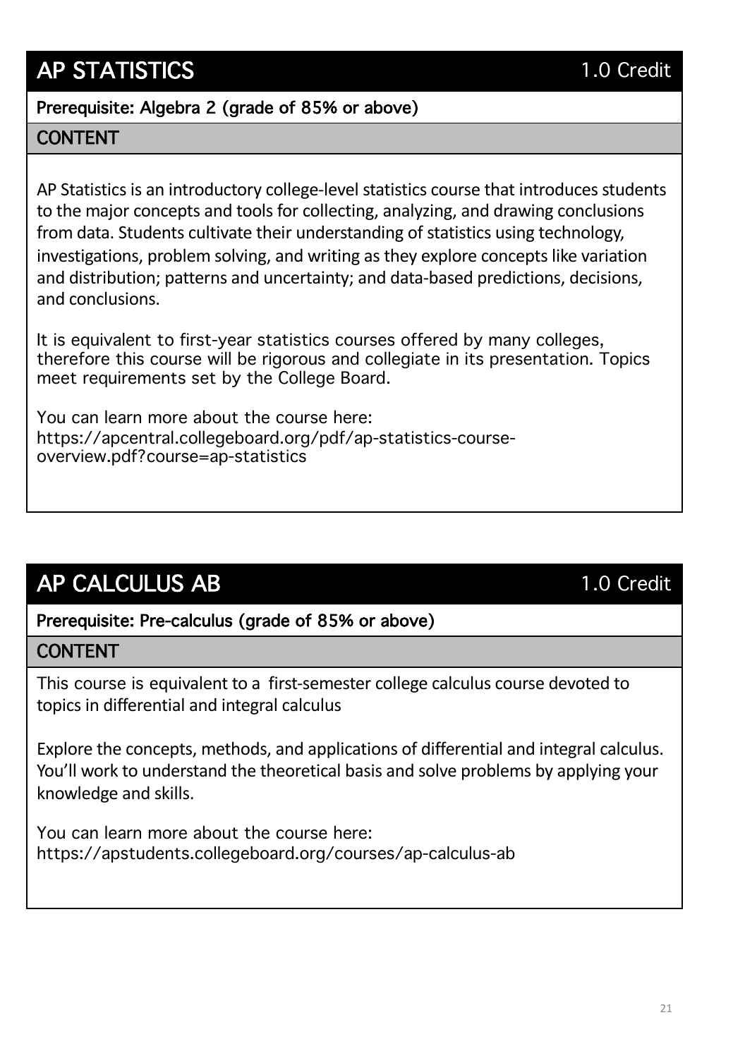## AP STATISTICS

1.0 Credit

**Prerequisite: Algebra 2 (grade of 85% or above)**

### CONTENT

AP Statistics is an introductory college-level statistics course that introduces students to the major concepts and tools for collecting, analyzing, and drawing conclusions from data. Students cultivate their understanding of statistics using technology, investigations, problem solving, and writing as they explore concepts like variation and distribution; patterns and uncertainty; and data-based predictions, decisions, and conclusions.

It is equivalent to first-year statistics courses offered by many colleges, therefore this course will be rigorous and collegiate in its presentation. Topics meet requirements set by the College Board.

You can learn more about the course here:
https://apcentral.collegeboard.org/pdf/ap-statistics-course-overview.pdf?course=ap-statistics

## AP CALCULUS AB

1.0 Credit

**Prerequisite: Pre-calculus (grade of 85% or above)**

### CONTENT

This course is equivalent to a first-semester college calculus course devoted to topics in differential and integral calculus

Explore the concepts, methods, and applications of differential and integral calculus. You'll work to understand the theoretical basis and solve problems by applying your knowledge and skills.

You can learn more about the course here:
https://apstudents.collegeboard.org/courses/ap-calculus-ab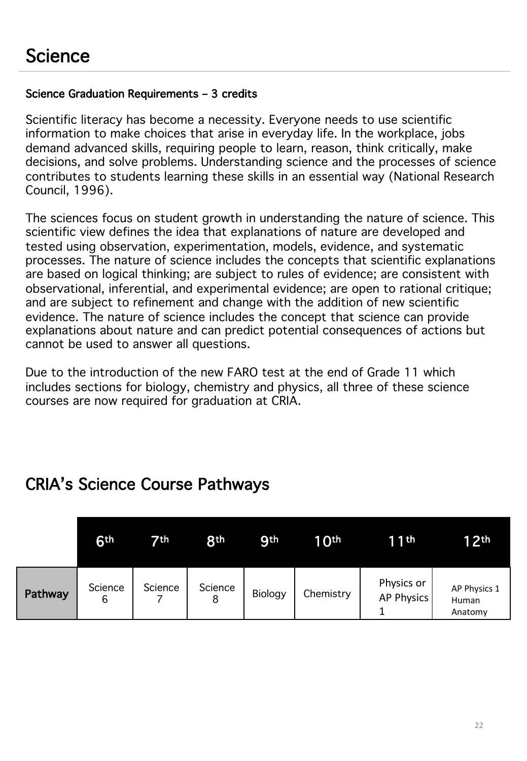# Science

**Science Graduation Requirements – 3 credits**

Scientific literacy has become a necessity. Everyone needs to use scientific information to make choices that arise in everyday life. In the workplace, jobs demand advanced skills, requiring people to learn, reason, think critically, make decisions, and solve problems. Understanding science and the processes of science contributes to students learning these skills in an essential way (National Research Council, 1996).

The sciences focus on student growth in understanding the nature of science. This scientific view defines the idea that explanations of nature are developed and tested using observation, experimentation, models, evidence, and systematic processes. The nature of science includes the concepts that scientific explanations are based on logical thinking; are subject to rules of evidence; are consistent with observational, inferential, and experimental evidence; are open to rational critique; and are subject to refinement and change with the addition of new scientific evidence. The nature of science includes the concept that science can provide explanations about nature and can predict potential consequences of actions but cannot be used to answer all questions.

Due to the introduction of the new FARO test at the end of Grade 11 which includes sections for biology, chemistry and physics, all three of these science courses are now required for graduation at CRIA.

## CRIA's Science Course Pathways

| | 6th | 7th | 8th | 9th | 10th | 11th | 12th |
|---|---|---|---|---|---|---|---|
| **Pathway** | Science 6 | Science 7 | Science 8 | Biology | Chemistry | Physics or AP Physics 1 | AP Physics 1 Human Anatomy |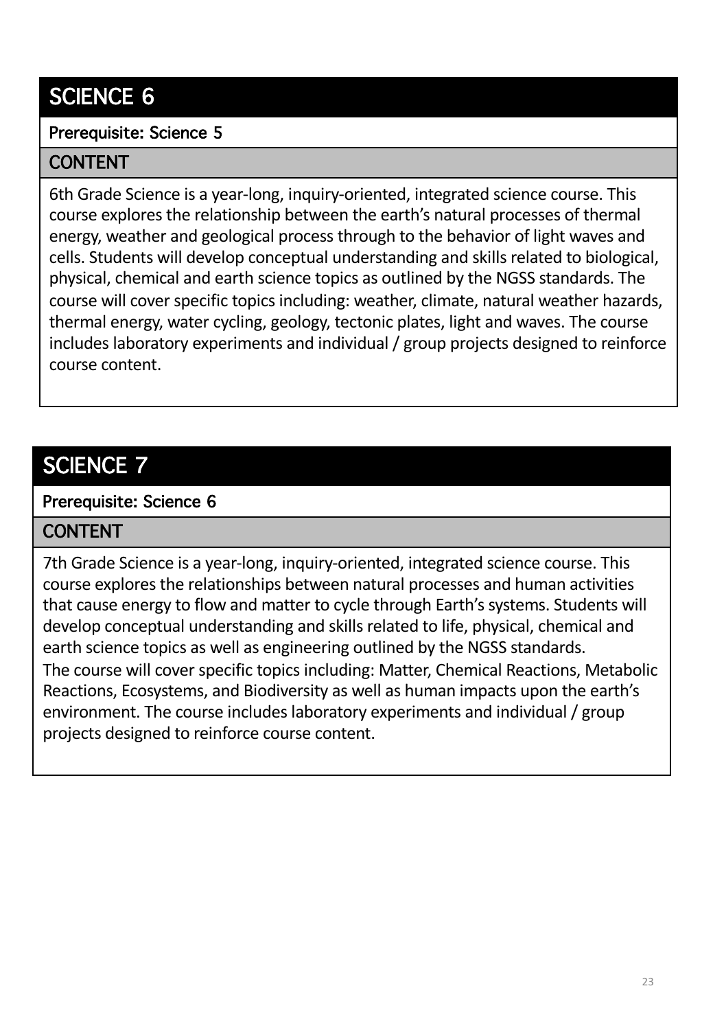## SCIENCE 6

**Prerequisite: Science 5**

### CONTENT

6th Grade Science is a year-long, inquiry-oriented, integrated science course. This course explores the relationship between the earth's natural processes of thermal energy, weather and geological process through to the behavior of light waves and cells. Students will develop conceptual understanding and skills related to biological, physical, chemical and earth science topics as outlined by the NGSS standards. The course will cover specific topics including: weather, climate, natural weather hazards, thermal energy, water cycling, geology, tectonic plates, light and waves. The course includes laboratory experiments and individual / group projects designed to reinforce course content.

## SCIENCE 7

**Prerequisite: Science 6**

### CONTENT

7th Grade Science is a year-long, inquiry-oriented, integrated science course. This course explores the relationships between natural processes and human activities that cause energy to flow and matter to cycle through Earth's systems. Students will develop conceptual understanding and skills related to life, physical, chemical and earth science topics as well as engineering outlined by the NGSS standards.
The course will cover specific topics including: Matter, Chemical Reactions, Metabolic Reactions, Ecosystems, and Biodiversity as well as human impacts upon the earth's environment. The course includes laboratory experiments and individual / group projects designed to reinforce course content.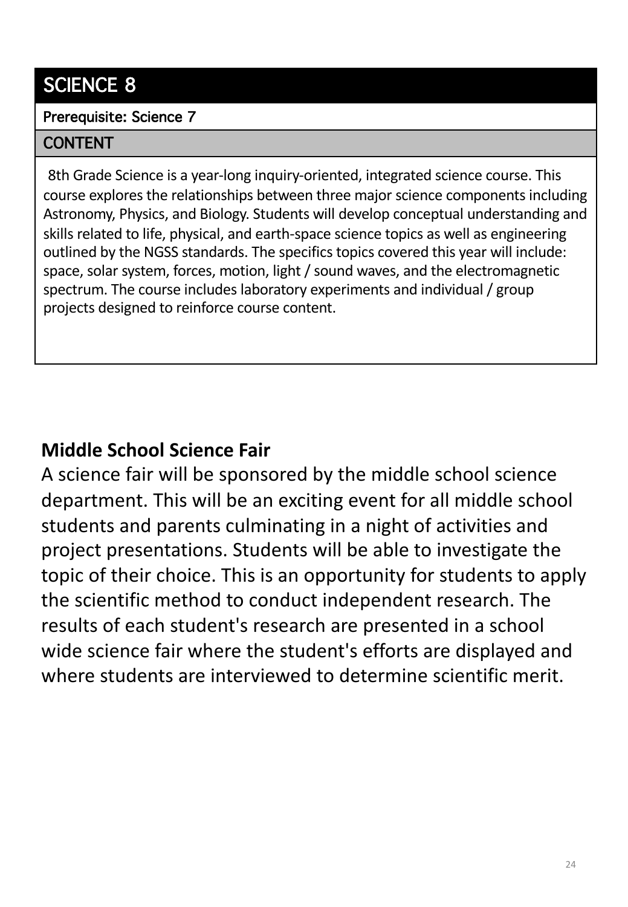## SCIENCE 8

**Prerequisite: Science 7**

### CONTENT

8th Grade Science is a year-long inquiry-oriented, integrated science course. This course explores the relationships between three major science components including Astronomy, Physics, and Biology. Students will develop conceptual understanding and skills related to life, physical, and earth-space science topics as well as engineering outlined by the NGSS standards. The specifics topics covered this year will include: space, solar system, forces, motion, light / sound waves, and the electromagnetic spectrum. The course includes laboratory experiments and individual / group projects designed to reinforce course content.

**Middle School Science Fair**

A science fair will be sponsored by the middle school science department. This will be an exciting event for all middle school students and parents culminating in a night of activities and project presentations. Students will be able to investigate the topic of their choice. This is an opportunity for students to apply the scientific method to conduct independent research. The results of each student's research are presented in a school wide science fair where the student's efforts are displayed and where students are interviewed to determine scientific merit.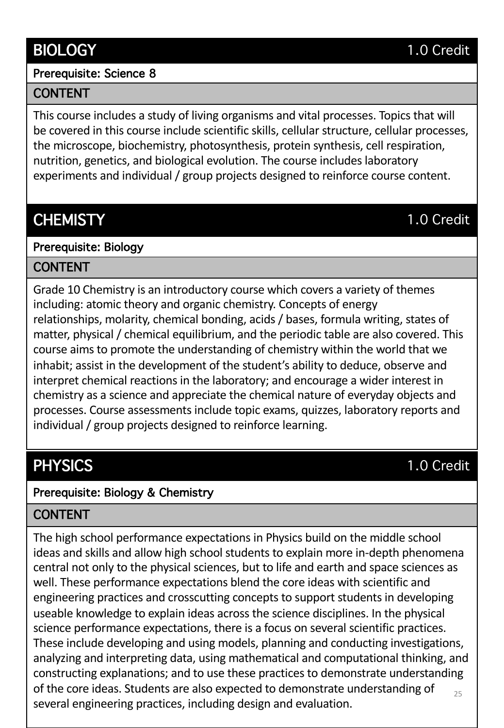## BIOLOGY

1.0 Credit

**Prerequisite: Science 8**

### CONTENT

This course includes a study of living organisms and vital processes. Topics that will be covered in this course include scientific skills, cellular structure, cellular processes, the microscope, biochemistry, photosynthesis, protein synthesis, cell respiration, nutrition, genetics, and biological evolution. The course includes laboratory experiments and individual / group projects designed to reinforce course content.

## CHEMISTY

1.0 Credit

**Prerequisite: Biology**

### CONTENT

Grade 10 Chemistry is an introductory course which covers a variety of themes including: atomic theory and organic chemistry. Concepts of energy relationships, molarity, chemical bonding, acids / bases, formula writing, states of matter, physical / chemical equilibrium, and the periodic table are also covered. This course aims to promote the understanding of chemistry within the world that we inhabit; assist in the development of the student's ability to deduce, observe and interpret chemical reactions in the laboratory; and encourage a wider interest in chemistry as a science and appreciate the chemical nature of everyday objects and processes. Course assessments include topic exams, quizzes, laboratory reports and individual / group projects designed to reinforce learning.

## PHYSICS

1.0 Credit

**Prerequisite: Biology & Chemistry**

### CONTENT

The high school performance expectations in Physics build on the middle school ideas and skills and allow high school students to explain more in-depth phenomena central not only to the physical sciences, but to life and earth and space sciences as well. These performance expectations blend the core ideas with scientific and engineering practices and crosscutting concepts to support students in developing useable knowledge to explain ideas across the science disciplines. In the physical science performance expectations, there is a focus on several scientific practices. These include developing and using models, planning and conducting investigations, analyzing and interpreting data, using mathematical and computational thinking, and constructing explanations; and to use these practices to demonstrate understanding of the core ideas. Students are also expected to demonstrate understanding of several engineering practices, including design and evaluation.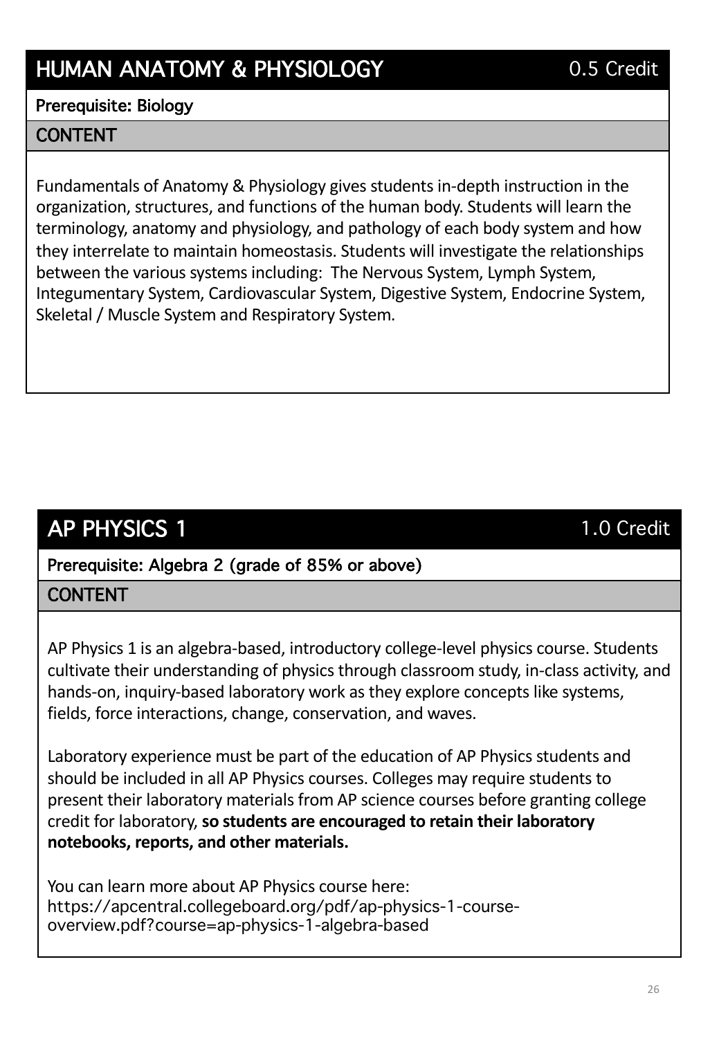## HUMAN ANATOMY & PHYSIOLOGY

0.5 Credit

**Prerequisite: Biology**

### CONTENT

Fundamentals of Anatomy & Physiology gives students in-depth instruction in the organization, structures, and functions of the human body. Students will learn the terminology, anatomy and physiology, and pathology of each body system and how they interrelate to maintain homeostasis. Students will investigate the relationships between the various systems including:  The Nervous System, Lymph System, Integumentary System, Cardiovascular System, Digestive System, Endocrine System, Skeletal / Muscle System and Respiratory System.

## AP PHYSICS 1

1.0 Credit

**Prerequisite: Algebra 2 (grade of 85% or above)**

### CONTENT

AP Physics 1 is an algebra-based, introductory college-level physics course. Students cultivate their understanding of physics through classroom study, in-class activity, and hands-on, inquiry-based laboratory work as they explore concepts like systems, fields, force interactions, change, conservation, and waves.

Laboratory experience must be part of the education of AP Physics students and should be included in all AP Physics courses. Colleges may require students to present their laboratory materials from AP science courses before granting college credit for laboratory, **so students are encouraged to retain their laboratory notebooks, reports, and other materials.**

You can learn more about AP Physics course here:
https://apcentral.collegeboard.org/pdf/ap-physics-1-course-overview.pdf?course=ap-physics-1-algebra-based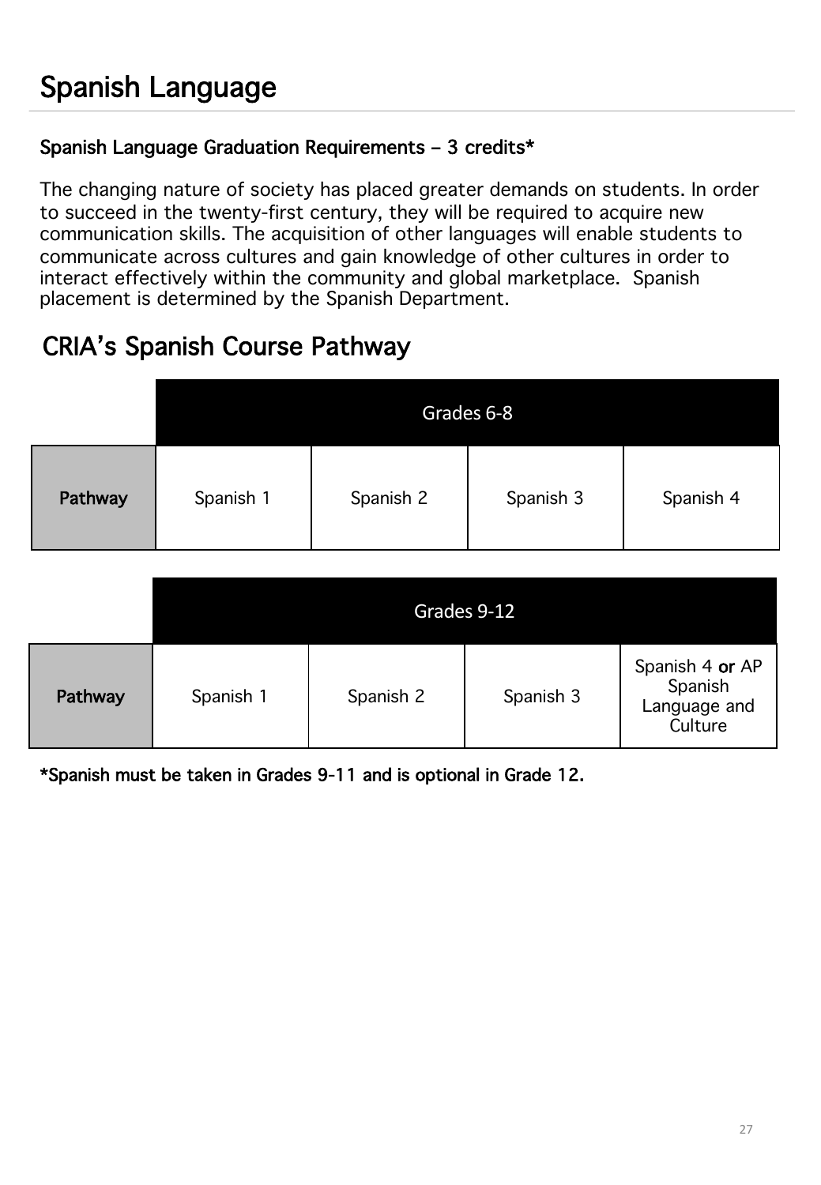# Spanish Language

**Spanish Language Graduation Requirements – 3 credits***

The changing nature of society has placed greater demands on students. In order to succeed in the twenty-first century, they will be required to acquire new communication skills. The acquisition of other languages will enable students to communicate across cultures and gain knowledge of other cultures in order to interact effectively within the community and global marketplace. Spanish placement is determined by the Spanish Department.

## CRIA's Spanish Course Pathway

| | Grades 6-8 | | | |
|---|---|---|---|---|
| **Pathway** | Spanish 1 | Spanish 2 | Spanish 3 | Spanish 4 |

| | Grades 9-12 | | | |
|---|---|---|---|---|
| **Pathway** | Spanish 1 | Spanish 2 | Spanish 3 | Spanish 4 **or** AP Spanish Language and Culture |

***Spanish must be taken in Grades 9-11 and is optional in Grade 12.**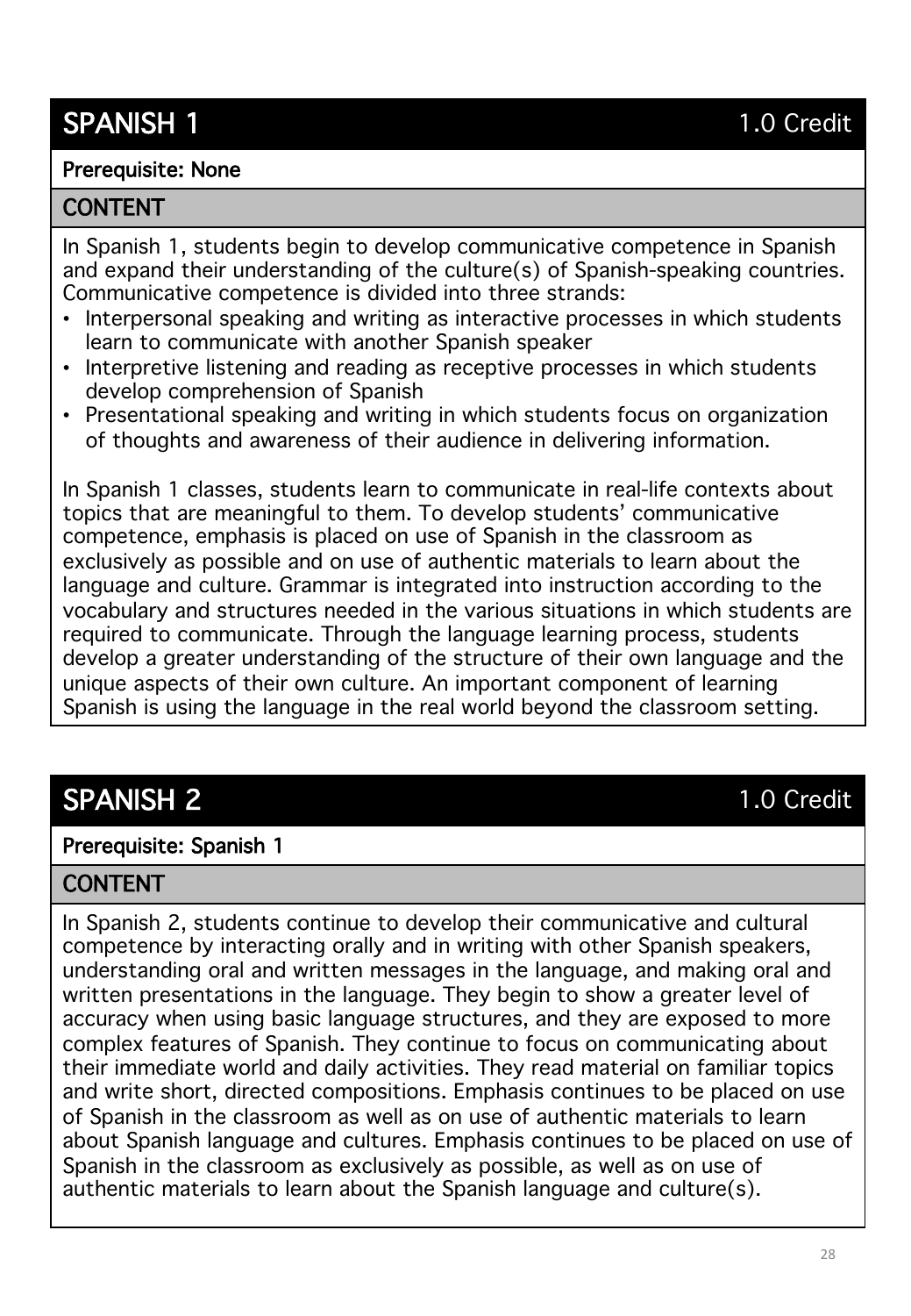## SPANISH 1

1.0 Credit

**Prerequisite: None**

### CONTENT

In Spanish 1, students begin to develop communicative competence in Spanish and expand their understanding of the culture(s) of Spanish-speaking countries. Communicative competence is divided into three strands:

- Interpersonal speaking and writing as interactive processes in which students learn to communicate with another Spanish speaker
- Interpretive listening and reading as receptive processes in which students develop comprehension of Spanish
- Presentational speaking and writing in which students focus on organization of thoughts and awareness of their audience in delivering information.

In Spanish 1 classes, students learn to communicate in real-life contexts about topics that are meaningful to them. To develop students' communicative competence, emphasis is placed on use of Spanish in the classroom as exclusively as possible and on use of authentic materials to learn about the language and culture. Grammar is integrated into instruction according to the vocabulary and structures needed in the various situations in which students are required to communicate. Through the language learning process, students develop a greater understanding of the structure of their own language and the unique aspects of their own culture. An important component of learning Spanish is using the language in the real world beyond the classroom setting.

## SPANISH 2

1.0 Credit

**Prerequisite: Spanish 1**

### CONTENT

In Spanish 2, students continue to develop their communicative and cultural competence by interacting orally and in writing with other Spanish speakers, understanding oral and written messages in the language, and making oral and written presentations in the language. They begin to show a greater level of accuracy when using basic language structures, and they are exposed to more complex features of Spanish. They continue to focus on communicating about their immediate world and daily activities. They read material on familiar topics and write short, directed compositions. Emphasis continues to be placed on use of Spanish in the classroom as well as on use of authentic materials to learn about Spanish language and cultures. Emphasis continues to be placed on use of Spanish in the classroom as exclusively as possible, as well as on use of authentic materials to learn about the Spanish language and culture(s).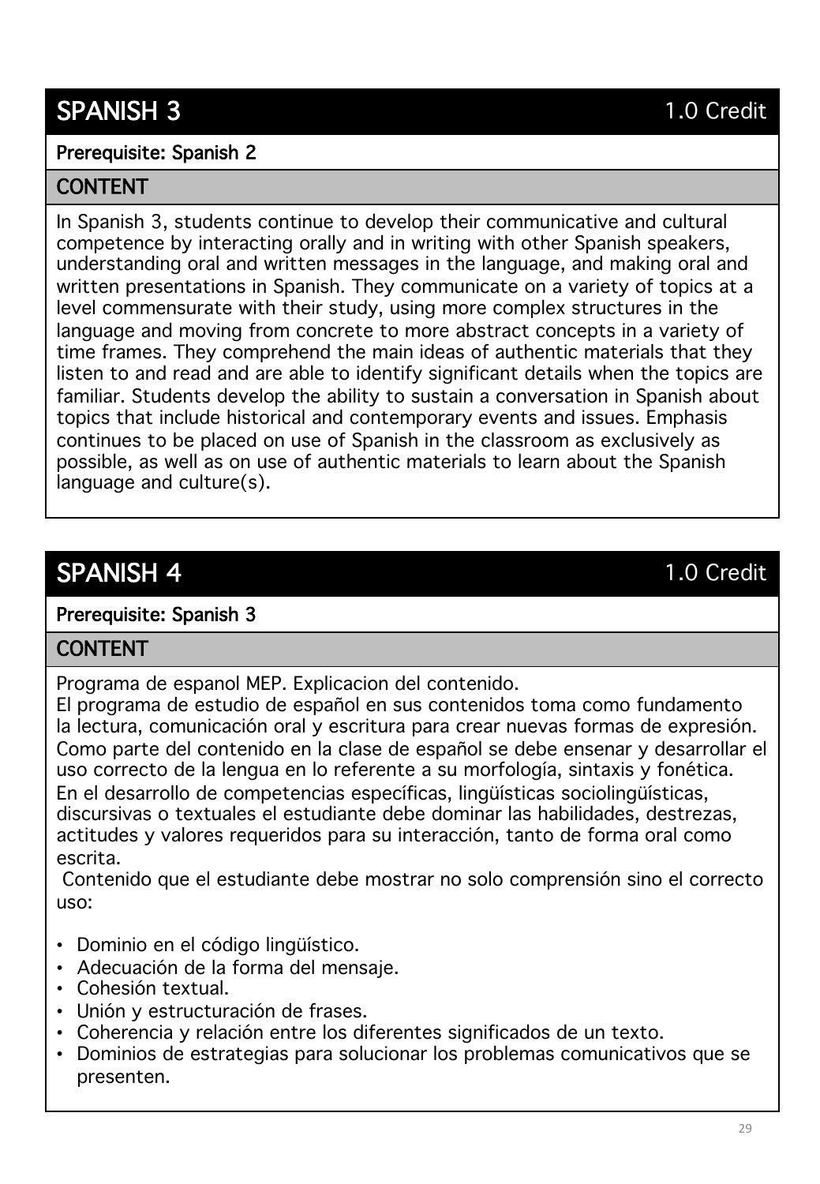## SPANISH 3

1.0 Credit

**Prerequisite: Spanish 2**

### CONTENT

In Spanish 3, students continue to develop their communicative and cultural competence by interacting orally and in writing with other Spanish speakers, understanding oral and written messages in the language, and making oral and written presentations in Spanish. They communicate on a variety of topics at a level commensurate with their study, using more complex structures in the language and moving from concrete to more abstract concepts in a variety of time frames. They comprehend the main ideas of authentic materials that they listen to and read and are able to identify significant details when the topics are familiar. Students develop the ability to sustain a conversation in Spanish about topics that include historical and contemporary events and issues. Emphasis continues to be placed on use of Spanish in the classroom as exclusively as possible, as well as on use of authentic materials to learn about the Spanish language and culture(s).

## SPANISH 4

1.0 Credit

**Prerequisite: Spanish 3**

### CONTENT

Programa de espanol MEP. Explicacion del contenido.
El programa de estudio de español en sus contenidos toma como fundamento la lectura, comunicación oral y escritura para crear nuevas formas de expresión. Como parte del contenido en la clase de español se debe ensenar y desarrollar el uso correcto de la lengua en lo referente a su morfología, sintaxis y fonética. En el desarrollo de competencias específicas, lingüísticas sociolingüísticas, discursivas o textuales el estudiante debe dominar las habilidades, destrezas, actitudes y valores requeridos para su interacción, tanto de forma oral como escrita.
Contenido que el estudiante debe mostrar no solo comprensión sino el correcto uso:

- Dominio en el código lingüístico.
- Adecuación de la forma del mensaje.
- Cohesión textual.
- Unión y estructuración de frases.
- Coherencia y relación entre los diferentes significados de un texto.
- Dominios de estrategias para solucionar los problemas comunicativos que se presenten.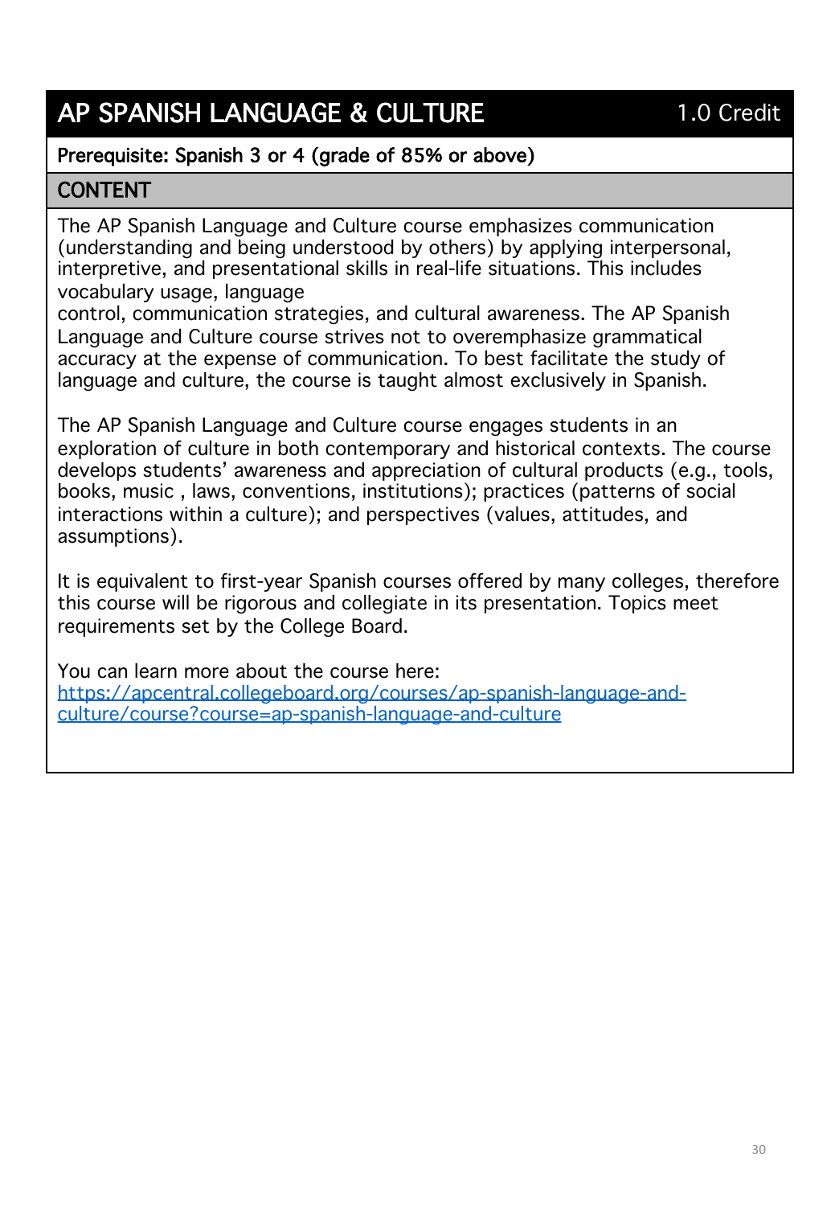## AP SPANISH LANGUAGE & CULTURE — 1.0 Credit

**Prerequisite: Spanish 3 or 4 (grade of 85% or above)**

### CONTENT

The AP Spanish Language and Culture course emphasizes communication (understanding and being understood by others) by applying interpersonal, interpretive, and presentational skills in real-life situations. This includes vocabulary usage, language control, communication strategies, and cultural awareness. The AP Spanish Language and Culture course strives not to overemphasize grammatical accuracy at the expense of communication. To best facilitate the study of language and culture, the course is taught almost exclusively in Spanish.

The AP Spanish Language and Culture course engages students in an exploration of culture in both contemporary and historical contexts. The course develops students' awareness and appreciation of cultural products (e.g., tools, books, music , laws, conventions, institutions); practices (patterns of social interactions within a culture); and perspectives (values, attitudes, and assumptions).

It is equivalent to first-year Spanish courses offered by many colleges, therefore this course will be rigorous and collegiate in its presentation. Topics meet requirements set by the College Board.

You can learn more about the course here:
[https://apcentral.collegeboard.org/courses/ap-spanish-language-and-culture/course?course=ap-spanish-language-and-culture](https://apcentral.collegeboard.org/courses/ap-spanish-language-and-culture/course?course=ap-spanish-language-and-culture)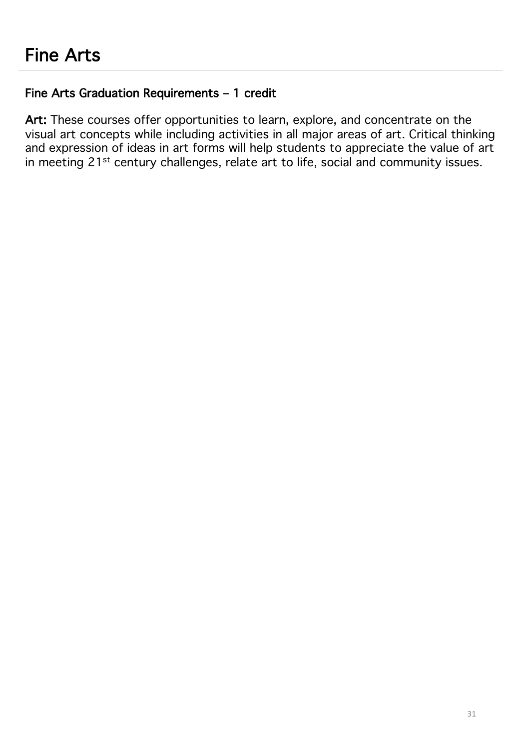# Fine Arts

## Fine Arts Graduation Requirements – 1 credit

**Art:** These courses offer opportunities to learn, explore, and concentrate on the visual art concepts while including activities in all major areas of art. Critical thinking and expression of ideas in art forms will help students to appreciate the value of art in meeting 21st century challenges, relate art to life, social and community issues.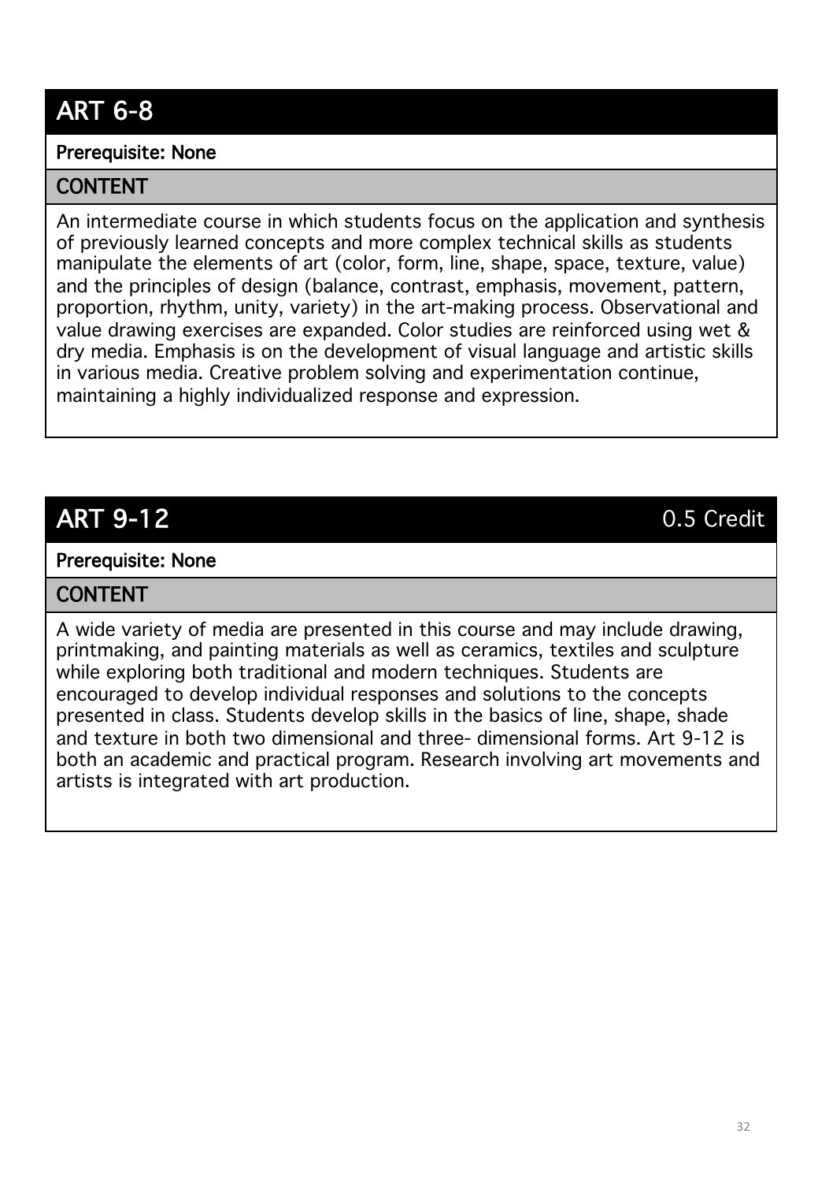## ART 6-8

**Prerequisite: None**

### CONTENT

An intermediate course in which students focus on the application and synthesis of previously learned concepts and more complex technical skills as students manipulate the elements of art (color, form, line, shape, space, texture, value) and the principles of design (balance, contrast, emphasis, movement, pattern, proportion, rhythm, unity, variety) in the art-making process. Observational and value drawing exercises are expanded. Color studies are reinforced using wet & dry media. Emphasis is on the development of visual language and artistic skills in various media. Creative problem solving and experimentation continue, maintaining a highly individualized response and expression.

## ART 9-12 — 0.5 Credit

**Prerequisite: None**

### CONTENT

A wide variety of media are presented in this course and may include drawing, printmaking, and painting materials as well as ceramics, textiles and sculpture while exploring both traditional and modern techniques. Students are encouraged to develop individual responses and solutions to the concepts presented in class. Students develop skills in the basics of line, shape, shade and texture in both two dimensional and three- dimensional forms. Art 9-12 is both an academic and practical program. Research involving art movements and artists is integrated with art production.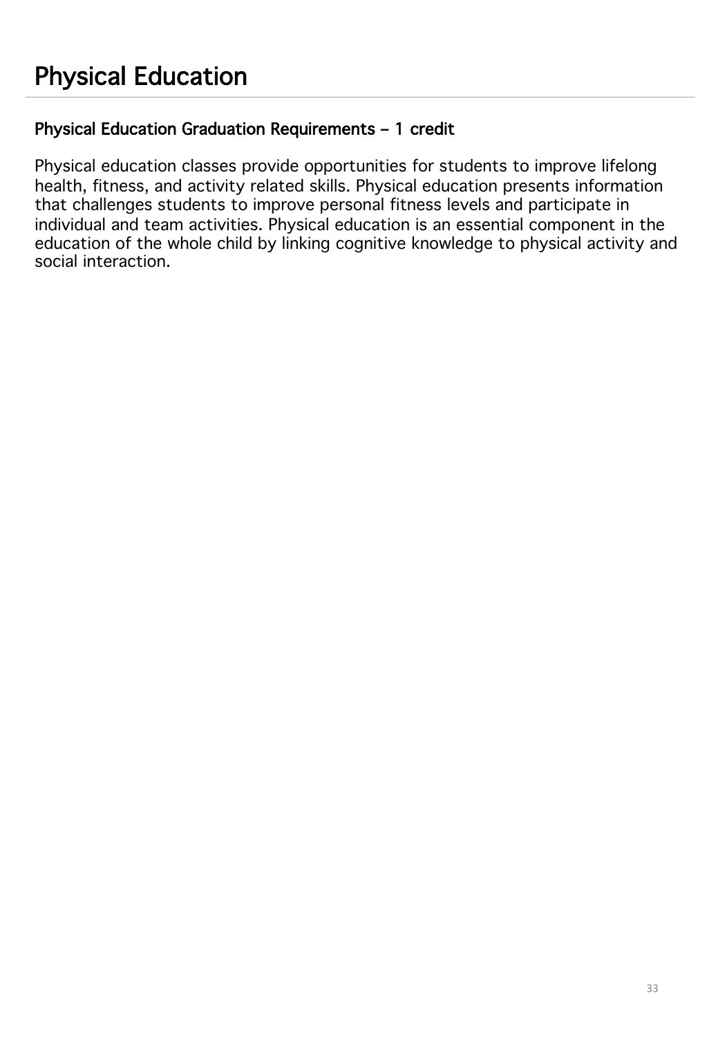# Physical Education

### Physical Education Graduation Requirements – 1 credit

Physical education classes provide opportunities for students to improve lifelong health, fitness, and activity related skills. Physical education presents information that challenges students to improve personal fitness levels and participate in individual and team activities. Physical education is an essential component in the education of the whole child by linking cognitive knowledge to physical activity and social interaction.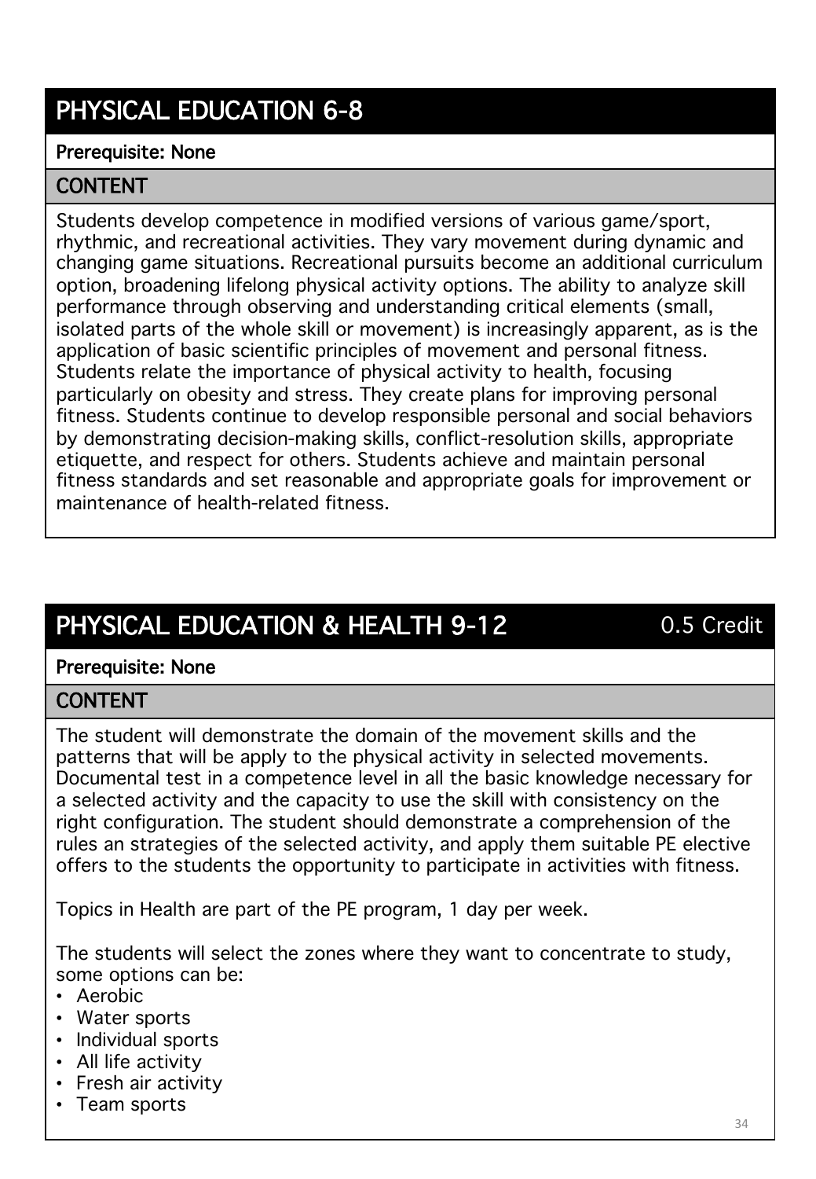## PHYSICAL EDUCATION 6-8

**Prerequisite: None**

### CONTENT

Students develop competence in modified versions of various game/sport, rhythmic, and recreational activities. They vary movement during dynamic and changing game situations. Recreational pursuits become an additional curriculum option, broadening lifelong physical activity options. The ability to analyze skill performance through observing and understanding critical elements (small, isolated parts of the whole skill or movement) is increasingly apparent, as is the application of basic scientific principles of movement and personal fitness. Students relate the importance of physical activity to health, focusing particularly on obesity and stress. They create plans for improving personal fitness. Students continue to develop responsible personal and social behaviors by demonstrating decision-making skills, conflict-resolution skills, appropriate etiquette, and respect for others. Students achieve and maintain personal fitness standards and set reasonable and appropriate goals for improvement or maintenance of health-related fitness.

## PHYSICAL EDUCATION & HEALTH 9-12 — 0.5 Credit

**Prerequisite: None**

### CONTENT

The student will demonstrate the domain of the movement skills and the patterns that will be apply to the physical activity in selected movements. Documental test in a competence level in all the basic knowledge necessary for a selected activity and the capacity to use the skill with consistency on the right configuration. The student should demonstrate a comprehension of the rules an strategies of the selected activity, and apply them suitable PE elective offers to the students the opportunity to participate in activities with fitness.

Topics in Health are part of the PE program, 1 day per week.

The students will select the zones where they want to concentrate to study, some options can be:

- Aerobic
- Water sports
- Individual sports
- All life activity
- Fresh air activity
- Team sports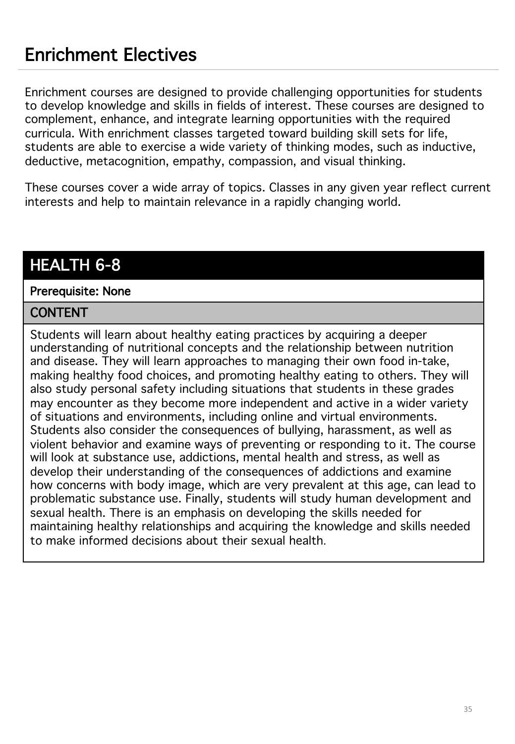# Enrichment Electives

Enrichment courses are designed to provide challenging opportunities for students to develop knowledge and skills in fields of interest. These courses are designed to complement, enhance, and integrate learning opportunities with the required curricula. With enrichment classes targeted toward building skill sets for life, students are able to exercise a wide variety of thinking modes, such as inductive, deductive, metacognition, empathy, compassion, and visual thinking.

These courses cover a wide array of topics. Classes in any given year reflect current interests and help to maintain relevance in a rapidly changing world.

## HEALTH 6-8

**Prerequisite: None**

### CONTENT

Students will learn about healthy eating practices by acquiring a deeper understanding of nutritional concepts and the relationship between nutrition and disease. They will learn approaches to managing their own food in-take, making healthy food choices, and promoting healthy eating to others. They will also study personal safety including situations that students in these grades may encounter as they become more independent and active in a wider variety of situations and environments, including online and virtual environments. Students also consider the consequences of bullying, harassment, as well as violent behavior and examine ways of preventing or responding to it. The course will look at substance use, addictions, mental health and stress, as well as develop their understanding of the consequences of addictions and examine how concerns with body image, which are very prevalent at this age, can lead to problematic substance use. Finally, students will study human development and sexual health. There is an emphasis on developing the skills needed for maintaining healthy relationships and acquiring the knowledge and skills needed to make informed decisions about their sexual health.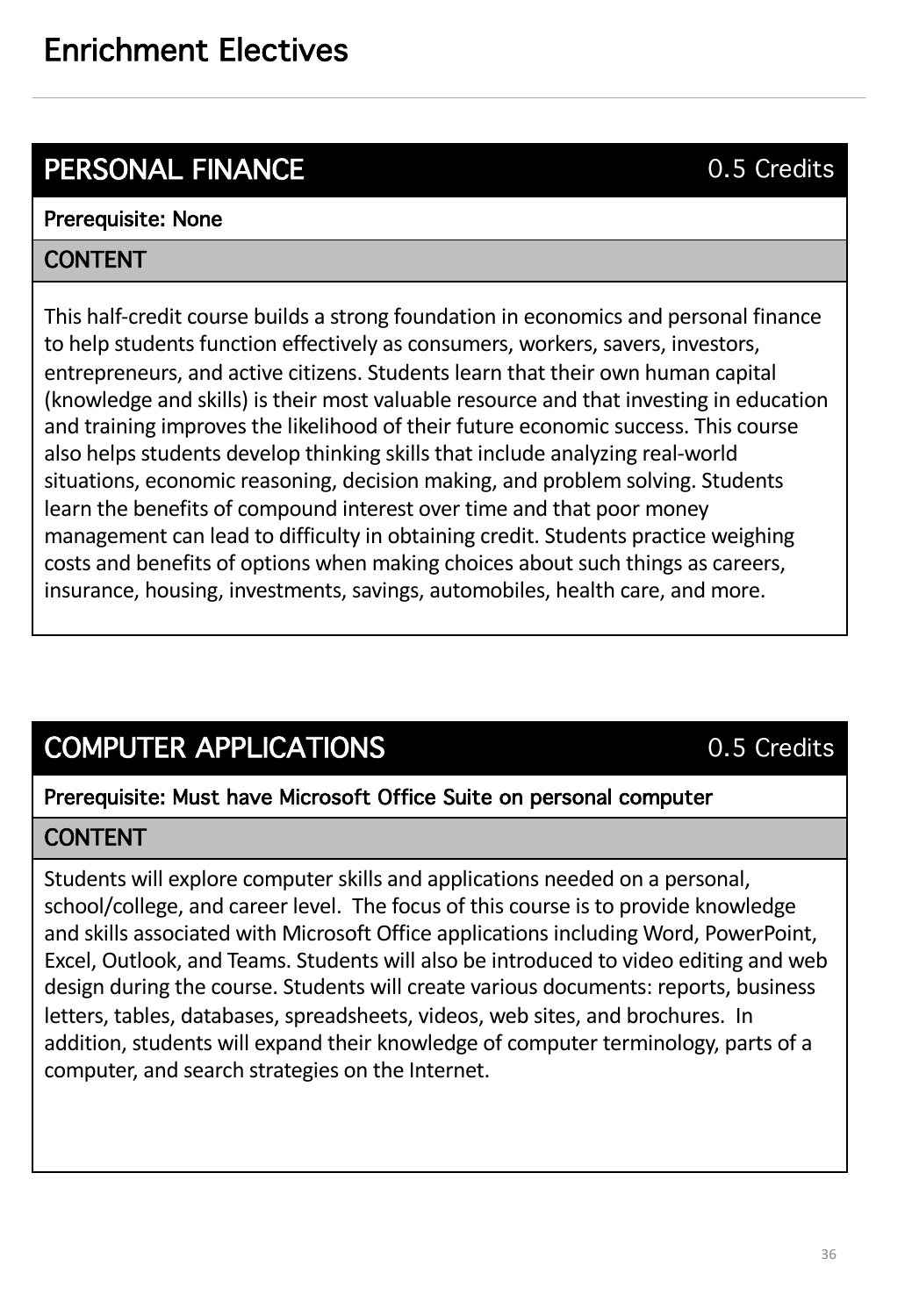# Enrichment Electives

## PERSONAL FINANCE

0.5 Credits

**Prerequisite: None**

### CONTENT

This half-credit course builds a strong foundation in economics and personal finance to help students function effectively as consumers, workers, savers, investors, entrepreneurs, and active citizens. Students learn that their own human capital (knowledge and skills) is their most valuable resource and that investing in education and training improves the likelihood of their future economic success. This course also helps students develop thinking skills that include analyzing real-world situations, economic reasoning, decision making, and problem solving. Students learn the benefits of compound interest over time and that poor money management can lead to difficulty in obtaining credit. Students practice weighing costs and benefits of options when making choices about such things as careers, insurance, housing, investments, savings, automobiles, health care, and more.

## COMPUTER APPLICATIONS

0.5 Credits

**Prerequisite: Must have Microsoft Office Suite on personal computer**

### CONTENT

Students will explore computer skills and applications needed on a personal, school/college, and career level. The focus of this course is to provide knowledge and skills associated with Microsoft Office applications including Word, PowerPoint, Excel, Outlook, and Teams. Students will also be introduced to video editing and web design during the course. Students will create various documents: reports, business letters, tables, databases, spreadsheets, videos, web sites, and brochures. In addition, students will expand their knowledge of computer terminology, parts of a computer, and search strategies on the Internet.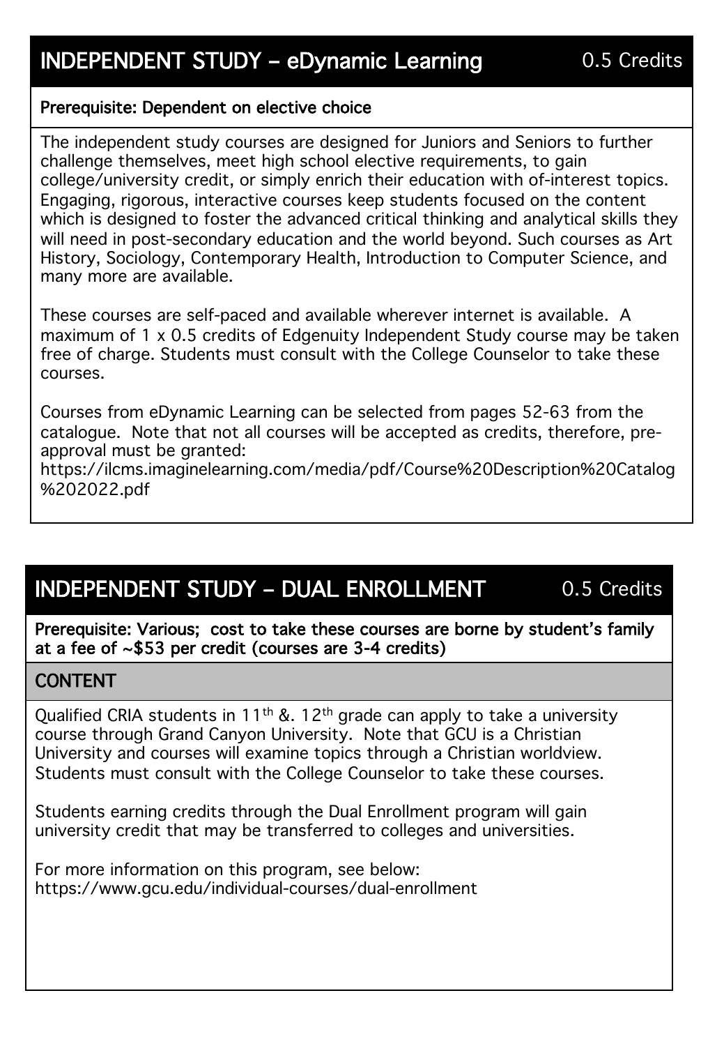## INDEPENDENT STUDY – eDynamic Learning

0.5 Credits

**Prerequisite: Dependent on elective choice**

The independent study courses are designed for Juniors and Seniors to further challenge themselves, meet high school elective requirements, to gain college/university credit, or simply enrich their education with of-interest topics. Engaging, rigorous, interactive courses keep students focused on the content which is designed to foster the advanced critical thinking and analytical skills they will need in post-secondary education and the world beyond. Such courses as Art History, Sociology, Contemporary Health, Introduction to Computer Science, and many more are available.

These courses are self-paced and available wherever internet is available. A maximum of 1 x 0.5 credits of Edgenuity Independent Study course may be taken free of charge. Students must consult with the College Counselor to take these courses.

Courses from eDynamic Learning can be selected from pages 52-63 from the catalogue. Note that not all courses will be accepted as credits, therefore, pre-approval must be granted:
https://ilcms.imaginelearning.com/media/pdf/Course%20Description%20Catalog%202022.pdf

## INDEPENDENT STUDY – DUAL ENROLLMENT

0.5 Credits

**Prerequisite: Various; cost to take these courses are borne by student's family at a fee of ~$53 per credit (courses are 3-4 credits)**

### CONTENT

Qualified CRIA students in 11th &. 12th grade can apply to take a university course through Grand Canyon University. Note that GCU is a Christian University and courses will examine topics through a Christian worldview. Students must consult with the College Counselor to take these courses.

Students earning credits through the Dual Enrollment program will gain university credit that may be transferred to colleges and universities.

For more information on this program, see below:
https://www.gcu.edu/individual-courses/dual-enrollment